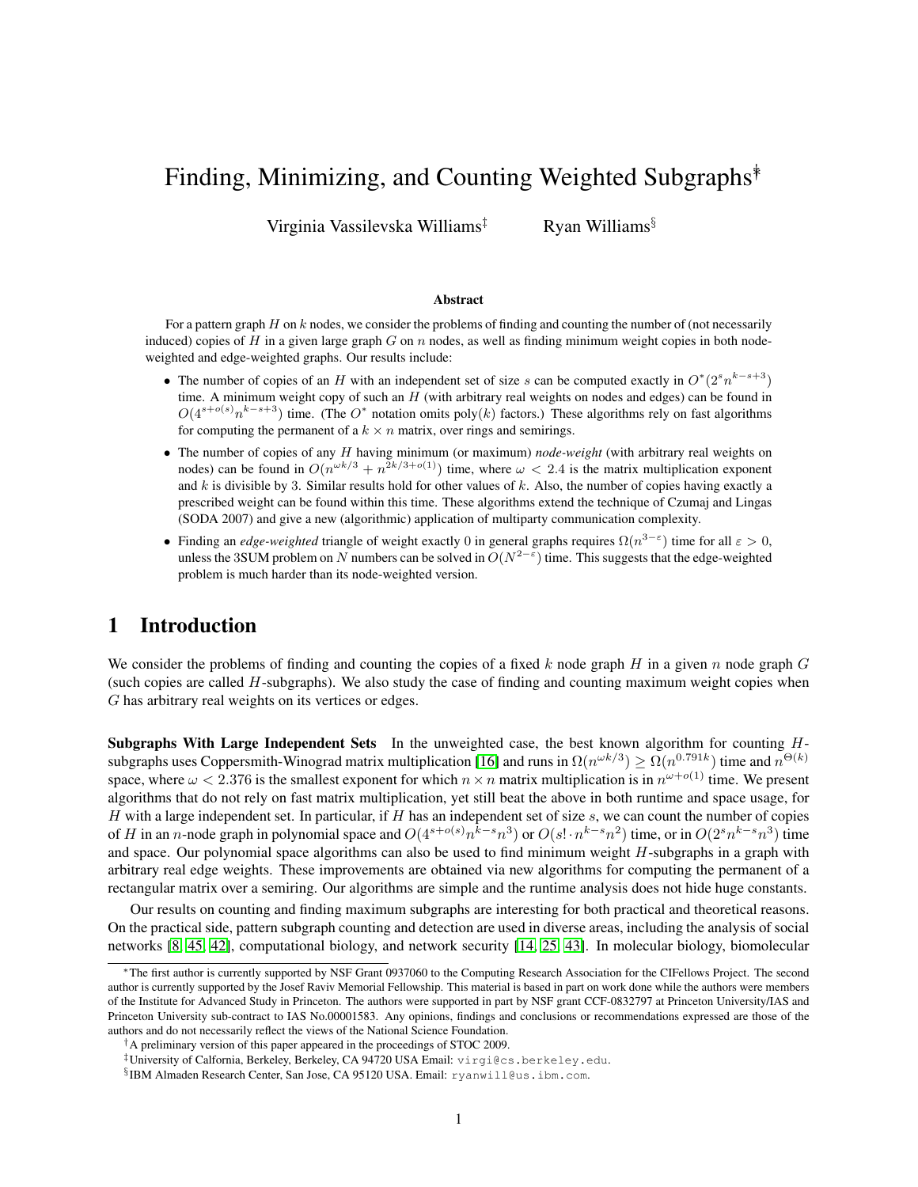# Finding, Minimizing, and Counting Weighted Subgraphs[*†]

Virginia Vassilevska Williams[‡] Ryan Williams[§]

## Abstract

For a pattern graph $H$ on $k$ nodes, we consider the problems of finding and counting the number of (not necessarily induced) copies of $H$ in a given large graph $G$ on $n$ nodes, as well as finding minimum weight copies in both node-weighted and edge-weighted graphs. Our results include:

- The number of copies of an $H$ with an independent set of size $s$ can be computed exactly in $O^*(2^s n^{k-s+3})$ time. A minimum weight copy of such an $H$ (with arbitrary real weights on nodes and edges) can be found in $O(4^{s+o(s)} n^{k-s+3})$ time. (The $O^*$ notation omits poly($k$) factors.) These algorithms rely on fast algorithms for computing the permanent of a $k \times n$ matrix, over rings and semirings.
- The number of copies of any $H$ having minimum (or maximum) *node-weight* (with arbitrary real weights on nodes) can be found in $O(n^{\omega k/3} + n^{2k/3+o(1)})$ time, where $\omega < 2.4$ is the matrix multiplication exponent and $k$ is divisible by 3. Similar results hold for other values of $k$. Also, the number of copies having exactly a prescribed weight can be found within this time. These algorithms extend the technique of Czumaj and Lingas (SODA 2007) and give a new (algorithmic) application of multiparty communication complexity.
- Finding an *edge-weighted* triangle of weight exactly 0 in general graphs requires $\Omega(n^{3-\varepsilon})$ time for all $\varepsilon > 0$, unless the 3SUM problem on $N$ numbers can be solved in $O(N^{2-\varepsilon})$ time. This suggests that the edge-weighted problem is much harder than its node-weighted version.

## 1 Introduction

We consider the problems of finding and counting the copies of a fixed $k$ node graph $H$ in a given $n$ node graph $G$ (such copies are called $H$-subgraphs). We also study the case of finding and counting maximum weight copies when $G$ has arbitrary real weights on its vertices or edges.

**Subgraphs With Large Independent Sets** In the unweighted case, the best known algorithm for counting $H$-subgraphs uses Coppersmith-Winograd matrix multiplication [16] and runs in $\Omega(n^{\omega k/3}) \geq \Omega(n^{0.791k})$ time and $n^{\Theta(k)}$ space, where $\omega < 2.376$ is the smallest exponent for which $n \times n$ matrix multiplication is in $n^{\omega+o(1)}$ time. We present algorithms that do not rely on fast matrix multiplication, yet still beat the above in both runtime and space usage, for $H$ with a large independent set. In particular, if $H$ has an independent set of size $s$, we can count the number of copies of $H$ in an $n$-node graph in polynomial space and $O(4^{s+o(s)} n^{k-s} n^3)$ or $O(s! \cdot n^{k-s} n^2)$ time, or in $O(2^s n^{k-s} n^3)$ time and space. Our polynomial space algorithms can also be used to find minimum weight $H$-subgraphs in a graph with arbitrary real edge weights. These improvements are obtained via new algorithms for computing the permanent of a rectangular matrix over a semiring. Our algorithms are simple and the runtime analysis does not hide huge constants.

Our results on counting and finding maximum subgraphs are interesting for both practical and theoretical reasons. On the practical side, pattern subgraph counting and detection are used in diverse areas, including the analysis of social networks [8, 45, 42], computational biology, and network security [14, 25, 43]. In molecular biology, biomolecular

---

*The first author is currently supported by NSF Grant 0937060 to the Computing Research Association for the CIFellows Project. The second author is currently supported by the Josef Raviv Memorial Fellowship. This material is based in part on work done while the authors were members of the Institute for Advanced Study in Princeton. The authors were supported in part by NSF grant CCF-0832797 at Princeton University/IAS and Princeton University sub-contract to IAS No.00001583. Any opinions, findings and conclusions or recommendations expressed are those of the authors and do not necessarily reflect the views of the National Science Foundation.

†A preliminary version of this paper appeared in the proceedings of STOC 2009.

‡University of Calfornia, Berkeley, Berkeley, CA 94720 USA Email: virgi@cs.berkeley.edu.

§IBM Almaden Research Center, San Jose, CA 95120 USA. Email: ryanwill@us.ibm.com.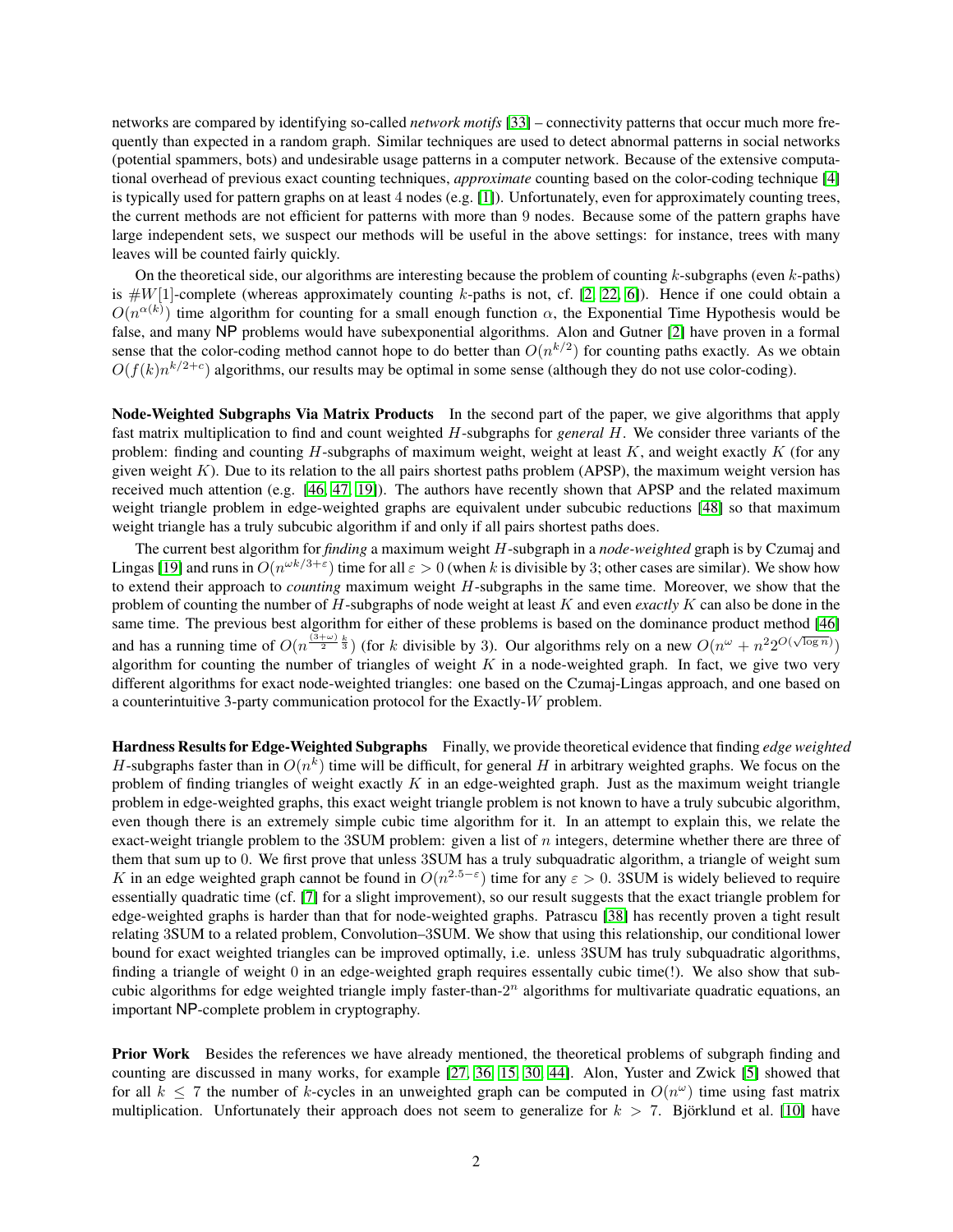networks are compared by identifying so-called *network motifs* [33] – connectivity patterns that occur much more frequently than expected in a random graph. Similar techniques are used to detect abnormal patterns in social networks (potential spammers, bots) and undesirable usage patterns in a computer network. Because of the extensive computational overhead of previous exact counting techniques, *approximate* counting based on the color-coding technique [4] is typically used for pattern graphs on at least 4 nodes (e.g. [1]). Unfortunately, even for approximately counting trees, the current methods are not efficient for patterns with more than 9 nodes. Because some of the pattern graphs have large independent sets, we suspect our methods will be useful in the above settings: for instance, trees with many leaves will be counted fairly quickly.

On the theoretical side, our algorithms are interesting because the problem of counting $k$-subgraphs (even $k$-paths) is $\#W[1]$-complete (whereas approximately counting $k$-paths is not, cf. [2, 22, 6]). Hence if one could obtain a $O(n^{\alpha(k)})$ time algorithm for counting for a small enough function $\alpha$, the Exponential Time Hypothesis would be false, and many NP problems would have subexponential algorithms. Alon and Gutner [2] have proven in a formal sense that the color-coding method cannot hope to do better than $O(n^{k/2})$ for counting paths exactly. As we obtain $O(f(k)n^{k/2+c})$ algorithms, our results may be optimal in some sense (although they do not use color-coding).

**Node-Weighted Subgraphs Via Matrix Products** In the second part of the paper, we give algorithms that apply fast matrix multiplication to find and count weighted $H$-subgraphs for *general* $H$. We consider three variants of the problem: finding and counting $H$-subgraphs of maximum weight, weight at least $K$, and weight exactly $K$ (for any given weight $K$). Due to its relation to the all pairs shortest paths problem (APSP), the maximum weight version has received much attention (e.g. [46, 47, 19]). The authors have recently shown that APSP and the related maximum weight triangle problem in edge-weighted graphs are equivalent under subcubic reductions [48] so that maximum weight triangle has a truly subcubic algorithm if and only if all pairs shortest paths does.

The current best algorithm for *finding* a maximum weight $H$-subgraph in a *node-weighted* graph is by Czumaj and Lingas [19] and runs in $O(n^{\omega k/3+\varepsilon})$ time for all $\varepsilon > 0$ (when $k$ is divisible by 3; other cases are similar). We show how to extend their approach to *counting* maximum weight $H$-subgraphs in the same time. Moreover, we show that the problem of counting the number of $H$-subgraphs of node weight at least $K$ and even *exactly* $K$ can also be done in the same time. The previous best algorithm for either of these problems is based on the dominance product method [46] and has a running time of $O(n^{\frac{(3+\omega)}{2}\frac{k}{3}})$ (for $k$ divisible by 3). Our algorithms rely on a new $O(n^{\omega} + n^2 2^{O(\sqrt{\log n})})$ algorithm for counting the number of triangles of weight $K$ in a node-weighted graph. In fact, we give two very different algorithms for exact node-weighted triangles: one based on the Czumaj-Lingas approach, and one based on a counterintuitive 3-party communication protocol for the Exactly-$W$ problem.

**Hardness Results for Edge-Weighted Subgraphs** Finally, we provide theoretical evidence that finding *edge weighted* $H$-subgraphs faster than in $O(n^k)$ time will be difficult, for general $H$ in arbitrary weighted graphs. We focus on the problem of finding triangles of weight exactly $K$ in an edge-weighted graph. Just as the maximum weight triangle problem in edge-weighted graphs, this exact weight triangle problem is not known to have a truly subcubic algorithm, even though there is an extremely simple cubic time algorithm for it. In an attempt to explain this, we relate the exact-weight triangle problem to the 3SUM problem: given a list of $n$ integers, determine whether there are three of them that sum up to 0. We first prove that unless 3SUM has a truly subquadratic algorithm, a triangle of weight sum $K$ in an edge weighted graph cannot be found in $O(n^{2.5-\varepsilon})$ time for any $\varepsilon > 0$. 3SUM is widely believed to require essentially quadratic time (cf. [7] for a slight improvement), so our result suggests that the exact triangle problem for edge-weighted graphs is harder than that for node-weighted graphs. Patrascu [38] has recently proven a tight result relating 3SUM to a related problem, Convolution–3SUM. We show that using this relationship, our conditional lower bound for exact weighted triangles can be improved optimally, i.e. unless 3SUM has truly subquadratic algorithms, finding a triangle of weight 0 in an edge-weighted graph requires essentially cubic time(!). We also show that subcubic algorithms for edge weighted triangle imply faster-than-$2^n$ algorithms for multivariate quadratic equations, an important NP-complete problem in cryptography.

**Prior Work** Besides the references we have already mentioned, the theoretical problems of subgraph finding and counting are discussed in many works, for example [27, 36, 15, 30, 44]. Alon, Yuster and Zwick [5] showed that for all $k \leq 7$ the number of $k$-cycles in an unweighted graph can be computed in $O(n^{\omega})$ time using fast matrix multiplication. Unfortunately their approach does not seem to generalize for $k > 7$. Björklund et al. [10] have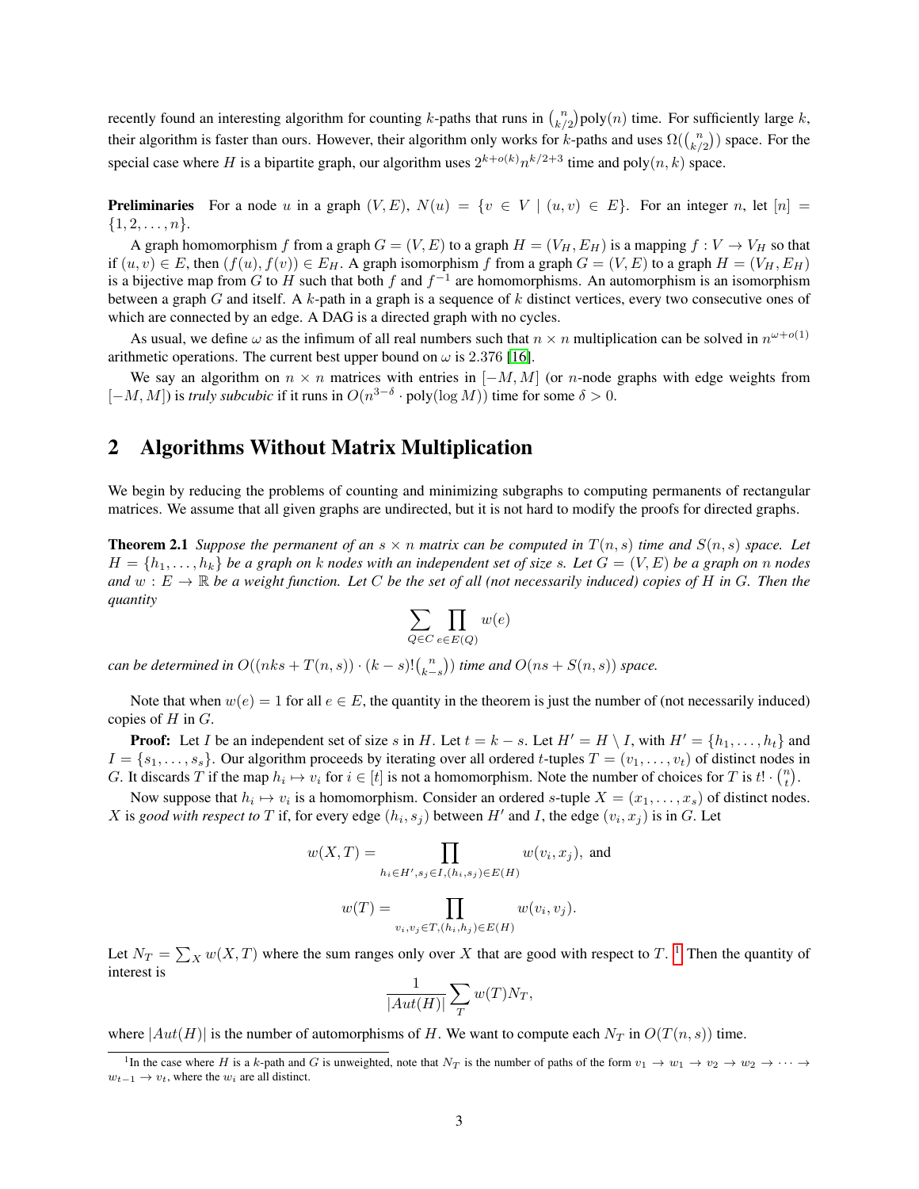recently found an interesting algorithm for counting $k$-paths that runs in $\binom{n}{k/2}\text{poly}(n)$ time. For sufficiently large $k$, their algorithm is faster than ours. However, their algorithm only works for $k$-paths and uses $\Omega(\binom{n}{k/2})$ space. For the special case where $H$ is a bipartite graph, our algorithm uses $2^{k+o(k)}n^{k/2+3}$ time and $\text{poly}(n,k)$ space.

**Preliminaries** For a node $u$ in a graph $(V, E)$, $N(u) = \{v \in V \mid (u, v) \in E\}$. For an integer $n$, let $[n] = \{1, 2, \ldots, n\}$.

A graph homomorphism $f$ from a graph $G = (V, E)$ to a graph $H = (V_H, E_H)$ is a mapping $f : V \to V_H$ so that if $(u, v) \in E$, then $(f(u), f(v)) \in E_H$. A graph isomorphism $f$ from a graph $G = (V, E)$ to a graph $H = (V_H, E_H)$ is a bijective map from $G$ to $H$ such that both $f$ and $f^{-1}$ are homomorphisms. An automorphism is an isomorphism between a graph $G$ and itself. A $k$-path in a graph is a sequence of $k$ distinct vertices, every two consecutive ones of which are connected by an edge. A DAG is a directed graph with no cycles.

As usual, we define $\omega$ as the infimum of all real numbers such that $n \times n$ multiplication can be solved in $n^{\omega+o(1)}$ arithmetic operations. The current best upper bound on $\omega$ is 2.376 [16].

We say an algorithm on $n \times n$ matrices with entries in $[-M, M]$ (or $n$-node graphs with edge weights from $[-M, M]$) is *truly subcubic* if it runs in $O(n^{3-\delta} \cdot \text{poly}(\log M))$ time for some $\delta > 0$.

## 2 Algorithms Without Matrix Multiplication

We begin by reducing the problems of counting and minimizing subgraphs to computing permanents of rectangular matrices. We assume that all given graphs are undirected, but it is not hard to modify the proofs for directed graphs.

**Theorem 2.1** *Suppose the permanent of an $s \times n$ matrix can be computed in $T(n, s)$ time and $S(n, s)$ space. Let $H = \{h_1, \ldots, h_k\}$ be a graph on $k$ nodes with an independent set of size $s$. Let $G = (V, E)$ be a graph on $n$ nodes and $w : E \to \mathbb{R}$ be a weight function. Let $C$ be the set of all (not necessarily induced) copies of $H$ in $G$. Then the quantity*

$$\sum_{Q \in C} \prod_{e \in E(Q)} w(e)$$

*can be determined in $O((nks + T(n, s)) \cdot (k - s)!\binom{n}{k-s})$ time and $O(ns + S(n, s))$ space.*

Note that when $w(e) = 1$ for all $e \in E$, the quantity in the theorem is just the number of (not necessarily induced) copies of $H$ in $G$.

**Proof:** Let $I$ be an independent set of size $s$ in $H$. Let $t = k - s$. Let $H' = H \setminus I$, with $H' = \{h_1, \ldots, h_t\}$ and $I = \{s_1, \ldots, s_s\}$. Our algorithm proceeds by iterating over all ordered $t$-tuples $T = (v_1, \ldots, v_t)$ of distinct nodes in $G$. It discards $T$ if the map $h_i \mapsto v_i$ for $i \in [t]$ is not a homomorphism. Note the number of choices for $T$ is $t! \cdot \binom{n}{t}$.

Now suppose that $h_i \mapsto v_i$ is a homomorphism. Consider an ordered $s$-tuple $X = (x_1, \ldots, x_s)$ of distinct nodes. $X$ is *good with respect to* $T$ if, for every edge $(h_i, s_j)$ between $H'$ and $I$, the edge $(v_i, x_j)$ is in $G$. Let

$$w(X, T) = \prod_{h_i \in H', s_j \in I, (h_i, s_j) \in E(H)} w(v_i, x_j), \text{ and}$$

$$w(T) = \prod_{v_i, v_j \in T, (h_i, h_j) \in E(H)} w(v_i, v_j).$$

Let $N_T = \sum_X w(X, T)$ where the sum ranges only over $X$ that are good with respect to $T$. [1] Then the quantity of interest is

$$\frac{1}{|Aut(H)|} \sum_T w(T) N_T,$$

where $|Aut(H)|$ is the number of automorphisms of $H$. We want to compute each $N_T$ in $O(T(n, s))$ time.

[1] In the case where $H$ is a $k$-path and $G$ is unweighted, note that $N_T$ is the number of paths of the form $v_1 \to w_1 \to v_2 \to w_2 \to \cdots \to w_{t-1} \to v_t$, where the $w_i$ are all distinct.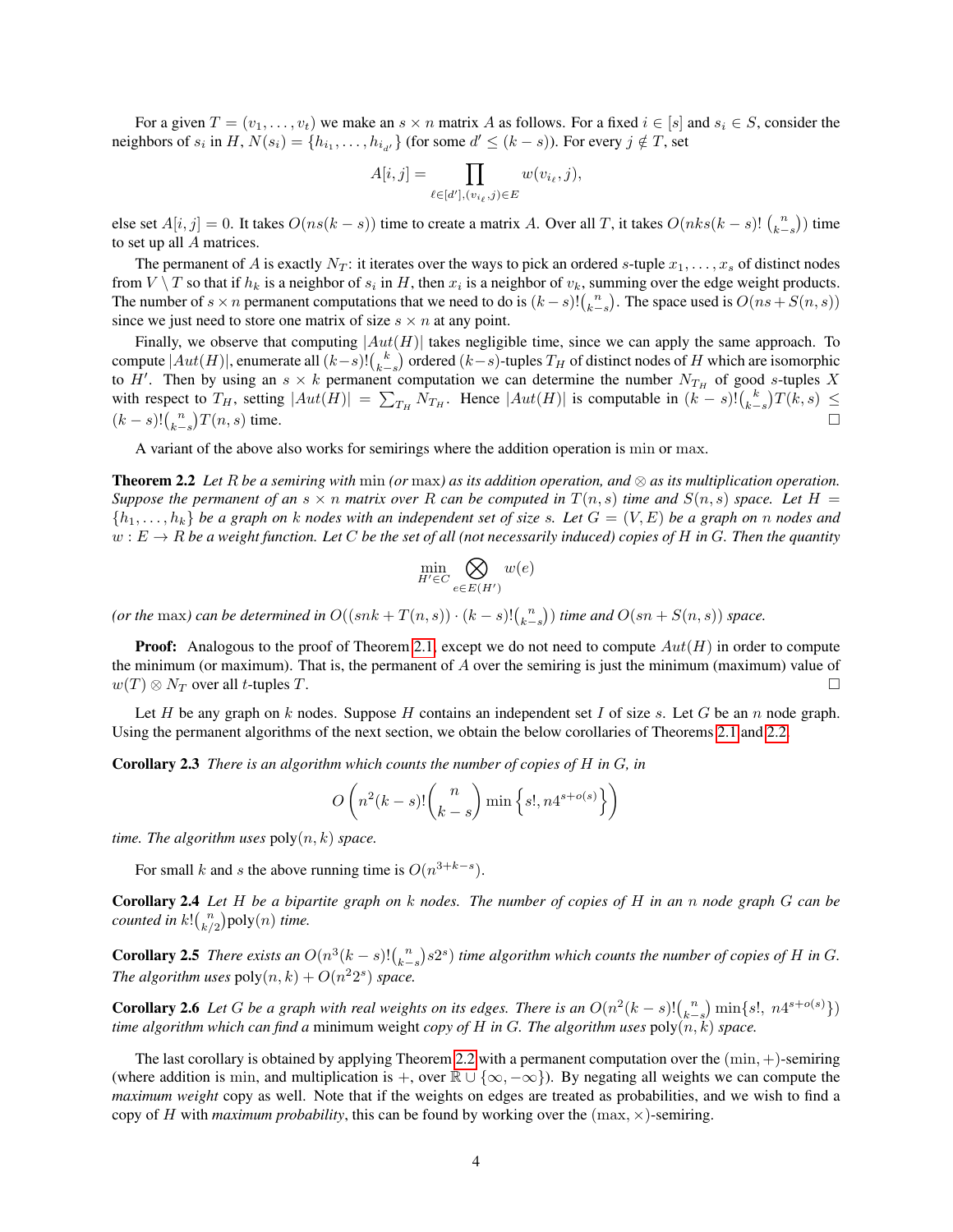For a given $T = (v_1, \ldots, v_t)$ we make an $s \times n$ matrix $A$ as follows. For a fixed $i \in [s]$ and $s_i \in S$, consider the neighbors of $s_i$ in $H$, $N(s_i) = \{h_{i_1}, \ldots, h_{i_{d'}}\}$ (for some $d' \leq (k-s)$). For every $j \notin T$, set

$$A[i,j] = \prod_{\ell \in [d'], (v_{i_\ell}, j) \in E} w(v_{i_\ell}, j),$$

else set $A[i,j] = 0$. It takes $O(ns(k-s))$ time to create a matrix $A$. Over all $T$, it takes $O(nks(k-s)!\binom{n}{k-s})$ time to set up all $A$ matrices.

The permanent of $A$ is exactly $N_T$: it iterates over the ways to pick an ordered $s$-tuple $x_1, \ldots, x_s$ of distinct nodes from $V \setminus T$ so that if $h_k$ is a neighbor of $s_i$ in $H$, then $x_i$ is a neighbor of $v_k$, summing over the edge weight products. The number of $s \times n$ permanent computations that we need to do is $(k-s)!\binom{n}{k-s}$. The space used is $O(ns + S(n,s))$ since we just need to store one matrix of size $s \times n$ at any point.

Finally, we observe that computing $|Aut(H)|$ takes negligible time, since we can apply the same approach. To compute $|Aut(H)|$, enumerate all $(k-s)!\binom{k}{k-s}$ ordered $(k-s)$-tuples $T_H$ of distinct nodes of $H$ which are isomorphic to $H'$. Then by using an $s \times k$ permanent computation we can determine the number $N_{T_H}$ of good $s$-tuples $X$ with respect to $T_H$, setting $|Aut(H)| = \sum_{T_H} N_{T_H}$. Hence $|Aut(H)|$ is computable in $(k-s)!\binom{k}{k-s}T(k,s) \leq (k-s)!\binom{n}{k-s}T(n,s)$ time. □

A variant of the above also works for semirings where the addition operation is $\min$ or $\max$.

**Theorem 2.2** *Let $R$ be a semiring with $\min$ (or $\max$) as its addition operation, and $\otimes$ as its multiplication operation. Suppose the permanent of an $s \times n$ matrix over $R$ can be computed in $T(n,s)$ time and $S(n,s)$ space. Let $H = \{h_1, \ldots, h_k\}$ be a graph on $k$ nodes with an independent set of size $s$. Let $G = (V,E)$ be a graph on $n$ nodes and $w : E \to R$ be a weight function. Let $C$ be the set of all (not necessarily induced) copies of $H$ in $G$. Then the quantity*

$$\min_{H' \in C} \bigotimes_{e \in E(H')} w(e)$$

*(or the $\max$) can be determined in $O((snk + T(n,s)) \cdot (k-s)!\binom{n}{k-s})$ time and $O(sn + S(n,s))$ space.*

**Proof:** Analogous to the proof of Theorem 2.1, except we do not need to compute $Aut(H)$ in order to compute the minimum (or maximum). That is, the permanent of $A$ over the semiring is just the minimum (maximum) value of $w(T) \otimes N_T$ over all $t$-tuples $T$. □

Let $H$ be any graph on $k$ nodes. Suppose $H$ contains an independent set $I$ of size $s$. Let $G$ be an $n$ node graph. Using the permanent algorithms of the next section, we obtain the below corollaries of Theorems 2.1 and 2.2.

**Corollary 2.3** *There is an algorithm which counts the number of copies of $H$ in $G$, in*

$$O\left(n^2(k-s)!\binom{n}{k-s}\min\left\{s!, n4^{s+o(s)}\right\}\right)$$

*time. The algorithm uses $\text{poly}(n,k)$ space.*

For small $k$ and $s$ the above running time is $O(n^{3+k-s})$.

**Corollary 2.4** *Let $H$ be a bipartite graph on $k$ nodes. The number of copies of $H$ in an $n$ node graph $G$ can be counted in $k!\binom{n}{k/2}\text{poly}(n)$ time.*

**Corollary 2.5** *There exists an $O(n^3(k-s)!\binom{n}{k-s}s2^s)$ time algorithm which counts the number of copies of $H$ in $G$. The algorithm uses $\text{poly}(n,k) + O(n^2 2^s)$ space.*

**Corollary 2.6** *Let $G$ be a graph with real weights on its edges. There is an $O(n^2(k-s)!\binom{n}{k-s}\min\{s!,\ n4^{s+o(s)}\})$ time algorithm which can find a* minimum weight *copy of $H$ in $G$. The algorithm uses $\text{poly}(n,k)$ space.*

The last corollary is obtained by applying Theorem 2.2 with a permanent computation over the $(\min,+)$-semiring (where addition is $\min$, and multiplication is $+$, over $\mathbb{R} \cup \{\infty, -\infty\}$). By negating all weights we can compute the *maximum weight* copy as well. Note that if the weights on edges are treated as probabilities, and we wish to find a copy of $H$ with *maximum probability*, this can be found by working over the $(\max,\times)$-semiring.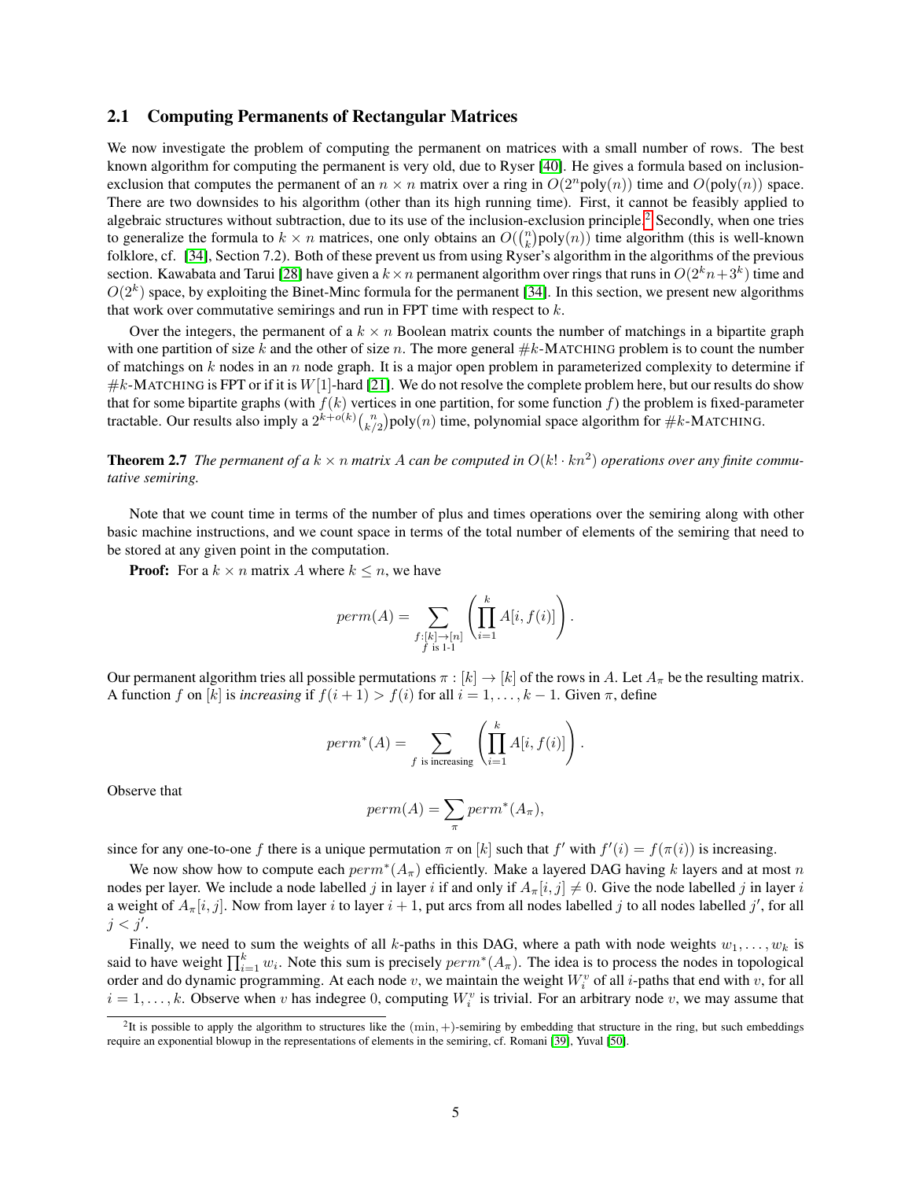### 2.1 Computing Permanents of Rectangular Matrices

We now investigate the problem of computing the permanent on matrices with a small number of rows. The best known algorithm for computing the permanent is very old, due to Ryser [40]. He gives a formula based on inclusion-exclusion that computes the permanent of an $n \times n$ matrix over a ring in $O(2^n \text{poly}(n))$ time and $O(\text{poly}(n))$ space. There are two downsides to his algorithm (other than its high running time). First, it cannot be feasibly applied to algebraic structures without subtraction, due to its use of the inclusion-exclusion principle.[2] Secondly, when one tries to generalize the formula to $k \times n$ matrices, one only obtains an $O(\binom{n}{k}\text{poly}(n))$ time algorithm (this is well-known folklore, cf. [34], Section 7.2). Both of these prevent us from using Ryser's algorithm in the algorithms of the previous section. Kawabata and Tarui [28] have given a $k \times n$ permanent algorithm over rings that runs in $O(2^k n + 3^k)$ time and $O(2^k)$ space, by exploiting the Binet-Minc formula for the permanent [34]. In this section, we present new algorithms that work over commutative semirings and run in FPT time with respect to $k$.

Over the integers, the permanent of a $k \times n$ Boolean matrix counts the number of matchings in a bipartite graph with one partition of size $k$ and the other of size $n$. The more general $\#k$-MATCHING problem is to count the number of matchings on $k$ nodes in an $n$ node graph. It is a major open problem in parameterized complexity to determine if $\#k$-MATCHING is FPT or if it is $W[1]$-hard [21]. We do not resolve the complete problem here, but our results do show that for some bipartite graphs (with $f(k)$ vertices in one partition, for some function $f$) the problem is fixed-parameter tractable. Our results also imply a $2^{k+o(k)}\binom{n}{k/2}\text{poly}(n)$ time, polynomial space algorithm for $\#k$-MATCHING.

**Theorem 2.7** *The permanent of a $k \times n$ matrix $A$ can be computed in $O(k! \cdot kn^2)$ operations over any finite commutative semiring.*

Note that we count time in terms of the number of plus and times operations over the semiring along with other basic machine instructions, and we count space in terms of the total number of elements of the semiring that need to be stored at any given point in the computation.

**Proof:** For a $k \times n$ matrix $A$ where $k \leq n$, we have

$$perm(A) = \sum_{\substack{f:[k]\to[n] \\ f \text{ is 1-1}}} \left( \prod_{i=1}^{k} A[i, f(i)] \right).$$

Our permanent algorithm tries all possible permutations $\pi : [k] \to [k]$ of the rows in $A$. Let $A_\pi$ be the resulting matrix. A function $f$ on $[k]$ is *increasing* if $f(i+1) > f(i)$ for all $i = 1, \ldots, k-1$. Given $\pi$, define

$$perm^*(A) = \sum_{f \text{ is increasing}} \left( \prod_{i=1}^{k} A[i, f(i)] \right).$$

Observe that

$$perm(A) = \sum_{\pi} perm^*(A_\pi),$$

since for any one-to-one $f$ there is a unique permutation $\pi$ on $[k]$ such that $f'$ with $f'(i) = f(\pi(i))$ is increasing.

We now show how to compute each $perm^*(A_\pi)$ efficiently. Make a layered DAG having $k$ layers and at most $n$ nodes per layer. We include a node labelled $j$ in layer $i$ if and only if $A_\pi[i,j] \neq 0$. Give the node labelled $j$ in layer $i$ a weight of $A_\pi[i,j]$. Now from layer $i$ to layer $i+1$, put arcs from all nodes labelled $j$ to all nodes labelled $j'$, for all $j < j'$.

Finally, we need to sum the weights of all $k$-paths in this DAG, where a path with node weights $w_1, \ldots, w_k$ is said to have weight $\prod_{i=1}^{k} w_i$. Note this sum is precisely $perm^*(A_\pi)$. The idea is to process the nodes in topological order and do dynamic programming. At each node $v$, we maintain the weight $W_i^v$ of all $i$-paths that end with $v$, for all $i = 1, \ldots, k$. Observe when $v$ has indegree 0, computing $W_i^v$ is trivial. For an arbitrary node $v$, we may assume that

[2] It is possible to apply the algorithm to structures like the $(\min, +)$-semiring by embedding that structure in the ring, but such embeddings require an exponential blowup in the representations of elements in the semiring, cf. Romani [39], Yuval [50].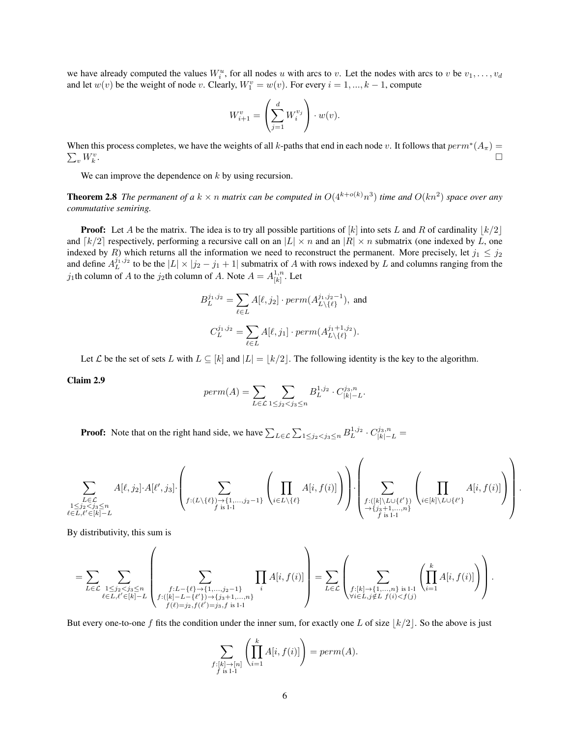we have already computed the values $W_i^u$, for all nodes $u$ with arcs to $v$. Let the nodes with arcs to $v$ be $v_1, \ldots, v_d$ and let $w(v)$ be the weight of node $v$. Clearly, $W_1^v = w(v)$. For every $i = 1, ..., k-1$, compute

$$W_{i+1}^v = \left( \sum_{j=1}^{d} W_i^{v_j} \right) \cdot w(v).$$

When this process completes, we have the weights of all $k$-paths that end in each node $v$. It follows that $perm^*(A_\pi) = \sum_v W_k^v$. □

We can improve the dependence on $k$ by using recursion.

**Theorem 2.8** *The permanent of a $k \times n$ matrix can be computed in $O(4^{k+o(k)} n^3)$ time and $O(kn^2)$ space over any commutative semiring.*

**Proof:** Let $A$ be the matrix. The idea is to try all possible partitions of $[k]$ into sets $L$ and $R$ of cardinality $\lfloor k/2 \rfloor$ and $\lceil k/2 \rceil$ respectively, performing a recursive call on an $|L| \times n$ and an $|R| \times n$ submatrix (one indexed by $L$, one indexed by $R$) which returns all the information we need to reconstruct the permanent. More precisely, let $j_1 \le j_2$ and define $A_L^{j_1,j_2}$ to be the $|L| \times |j_2 - j_1 + 1|$ submatrix of $A$ with rows indexed by $L$ and columns ranging from the $j_1$th column of $A$ to the $j_2$th column of $A$. Note $A = A_{[k]}^{1,n}$. Let

$$B_L^{j_1,j_2} = \sum_{\ell \in L} A[\ell, j_2] \cdot perm(A_{L \setminus \{\ell\}}^{j_1, j_2 - 1}), \text{ and}$$

$$C_L^{j_1,j_2} = \sum_{\ell \in L} A[\ell, j_1] \cdot perm(A_{L \setminus \{\ell\}}^{j_1+1, j_2}).$$

Let $\mathcal{L}$ be the set of sets $L$ with $L \subseteq [k]$ and $|L| = \lfloor k/2 \rfloor$. The following identity is the key to the algorithm.

**Claim 2.9**

$$perm(A) = \sum_{L \in \mathcal{L}} \sum_{1 \le j_2 < j_3 \le n} B_L^{1,j_2} \cdot C_{|k|-L}^{j_3,n}.$$

**Proof:** Note that on the right hand side, we have $\sum_{L \in \mathcal{L}} \sum_{1 \le j_2 < j_3 \le n} B_L^{1,j_2} \cdot C_{|k|-L}^{j_3,n} =$

$$\sum_{\substack{L \in \mathcal{L} \\ 1 \le j_2 < j_3 \le n \\ \ell \in L, \ell' \in [k]-L}} A[\ell, j_2] \cdot A[\ell', j_3] \cdot \left( \sum_{\substack{f : (L \setminus \{\ell\}) \to \{1,\ldots,j_2-1\} \\ f \text{ is 1-1}}} \left( \prod_{i \in L \setminus \{\ell\}} A[i, f(i)] \right) \right) \cdot \left( \sum_{\substack{f : ([k] \setminus L \cup \{\ell'\}) \\ \to \{j_3+1,\ldots,n\} \\ f \text{ is 1-1}}} \left( \prod_{i \in [k] \setminus L \cup \{\ell'\}} A[i, f(i)] \right) \right).$$

By distributivity, this sum is

$$= \sum_{L \in \mathcal{L}} \sum_{\substack{1 \le j_2 < j_3 \le n \\ \ell \in L, \ell' \in [k]-L}} \left( \sum_{\substack{f : L - \{\ell\} \to \{1,\ldots,j_2-1\} \\ f : ([k]-L-\{\ell'\}) \to \{j_3+1,\ldots,n\} \\ f(\ell)=j_2, f(\ell')=j_3, f \text{ is 1-1}}} \prod_i A[i, f(i)] \right) = \sum_{L \in \mathcal{L}} \left( \sum_{\substack{f : [k] \to \{1,\ldots,n\} \text{ is 1-1} \\ \forall i \in L, j \notin L \; f(i) < f(j)}} \left( \prod_{i=1}^{k} A[i, f(i)] \right) \right).$$

But every one-to-one $f$ fits the condition under the inner sum, for exactly one $L$ of size $\lfloor k/2 \rfloor$. So the above is just

$$\sum_{\substack{f : [k] \to [n] \\ f \text{ is 1-1}}} \left( \prod_{i=1}^{k} A[i, f(i)] \right) = perm(A).$$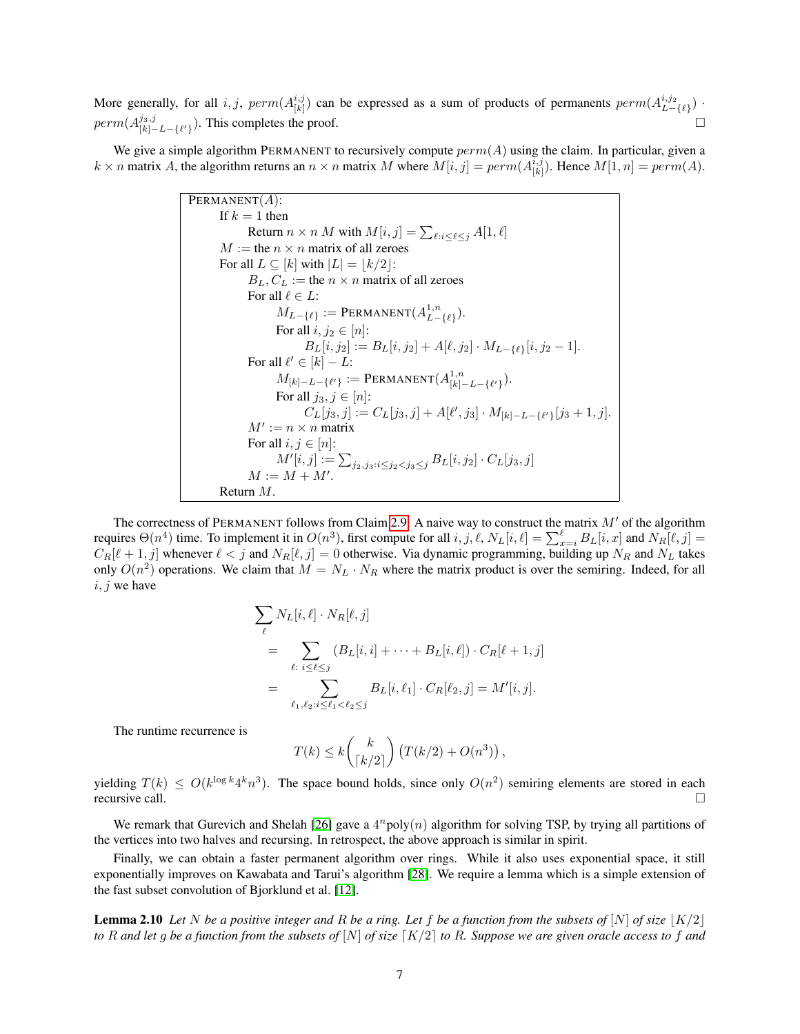More generally, for all $i, j$, $perm(A^{i,j}_{[k]})$ can be expressed as a sum of products of permanents $perm(A^{i,j_2}_{L-\{\ell\}}) \cdot perm(A^{j_3,j}_{[k]-L-\{\ell'\}})$. This completes the proof. $\square$

We give a simple algorithm PERMANENT to recursively compute $perm(A)$ using the claim. In particular, given a $k \times n$ matrix $A$, the algorithm returns an $n \times n$ matrix $M$ where $M[i,j] = perm(A^{i,j}_{[k]})$. Hence $M[1,n] = perm(A)$.

```
PERMANENT(A):
    If k = 1 then
        Return n × n M with M[i,j] = Σ_{ℓ: i ≤ ℓ ≤ j} A[1,ℓ]
    M := the n × n matrix of all zeroes
    For all L ⊆ [k] with |L| = ⌊k/2⌋:
        B_L, C_L := the n × n matrix of all zeroes
        For all ℓ ∈ L:
            M_{L-{ℓ}} := PERMANENT(A^{1,n}_{L-{ℓ}}).
            For all i, j_2 ∈ [n]:
                B_L[i, j_2] := B_L[i, j_2] + A[ℓ, j_2] · M_{L-{ℓ}}[i, j_2 - 1].
        For all ℓ' ∈ [k] - L:
            M_{[k]-L-{ℓ'}} := PERMANENT(A^{1,n}_{[k]-L-{ℓ'}}).
            For all j_3, j ∈ [n]:
                C_L[j_3, j] := C_L[j_3, j] + A[ℓ', j_3] · M_{[k]-L-{ℓ'}}[j_3 + 1, j].
        M' := n × n matrix
        For all i, j ∈ [n]:
            M'[i,j] := Σ_{j_2, j_3: i ≤ j_2 < j_3 ≤ j} B_L[i, j_2] · C_L[j_3, j]
        M := M + M'.
    Return M.
```

The correctness of PERMANENT follows from Claim 2.9. A naive way to construct the matrix $M'$ of the algorithm requires $\Theta(n^4)$ time. To implement it in $O(n^3)$, first compute for all $i, j, \ell$, $N_L[i,\ell] = \sum_{x=i}^{\ell} B_L[i,x]$ and $N_R[\ell, j] = C_R[\ell+1, j]$ whenever $\ell < j$ and $N_R[\ell, j] = 0$ otherwise. Via dynamic programming, building up $N_R$ and $N_L$ takes only $O(n^2)$ operations. We claim that $M = N_L \cdot N_R$ where the matrix product is over the semiring. Indeed, for all $i, j$ we have

$$
\begin{aligned}
&\sum_{\ell} N_L[i,\ell] \cdot N_R[\ell, j] \\
&= \sum_{\ell:\, i \le \ell \le j} (B_L[i,i] + \cdots + B_L[i,\ell]) \cdot C_R[\ell+1, j] \\
&= \sum_{\ell_1, \ell_2 : i \le \ell_1 < \ell_2 \le j} B_L[i, \ell_1] \cdot C_R[\ell_2, j] = M'[i,j].
\end{aligned}
$$

The runtime recurrence is

$$
T(k) \le k \binom{k}{\lceil k/2 \rceil} \left( T(k/2) + O(n^3) \right),
$$

yielding $T(k) \le O(k^{\log k} 4^k n^3)$. The space bound holds, since only $O(n^2)$ semiring elements are stored in each recursive call. $\square$

We remark that Gurevich and Shelah [26] gave a $4^n \text{poly}(n)$ algorithm for solving TSP, by trying all partitions of the vertices into two halves and recursing. In retrospect, the above approach is similar in spirit.

Finally, we can obtain a faster permanent algorithm over rings. While it also uses exponential space, it still exponentially improves on Kawabata and Tarui's algorithm [28]. We require a lemma which is a simple extension of the fast subset convolution of Bjorklund et al. [12].

**Lemma 2.10** *Let $N$ be a positive integer and $R$ be a ring. Let $f$ be a function from the subsets of $[N]$ of size $\lfloor K/2 \rfloor$ to $R$ and let $g$ be a function from the subsets of $[N]$ of size $\lceil K/2 \rceil$ to $R$. Suppose we are given oracle access to $f$ and*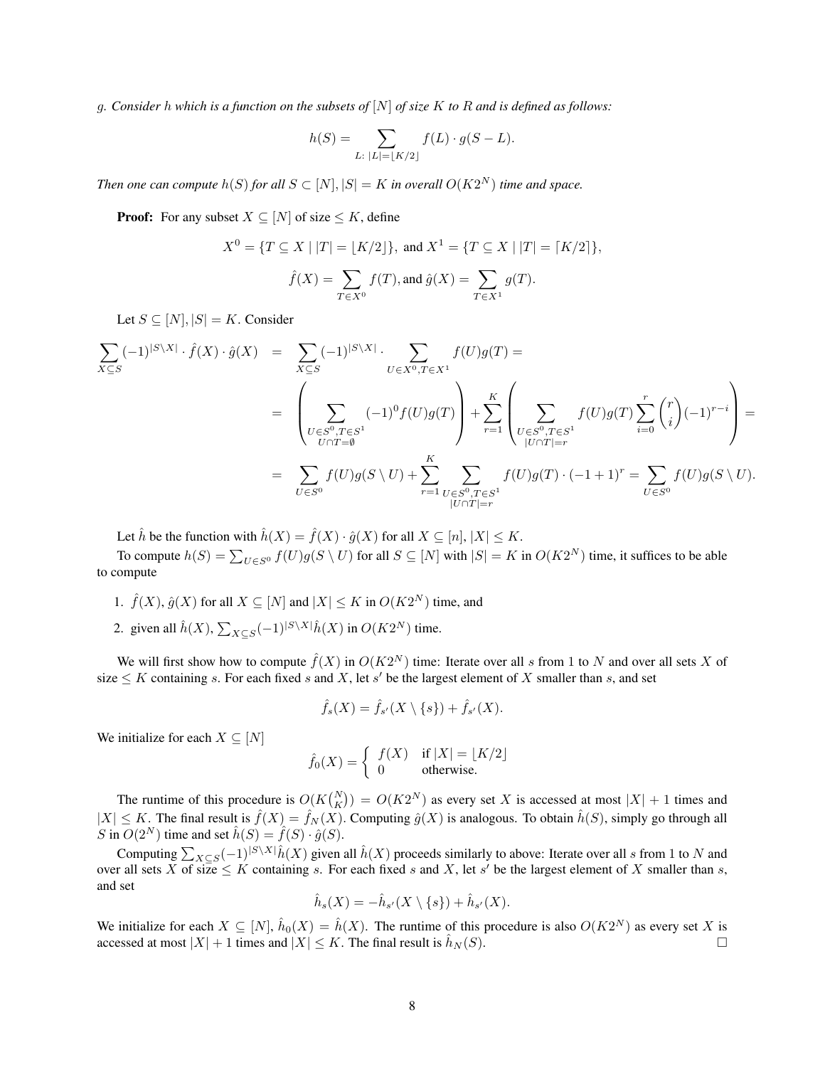*g. Consider $h$ which is a function on the subsets of $[N]$ of size $K$ to $R$ and is defined as follows:*

$$h(S) = \sum_{L:\ |L| = \lfloor K/2 \rfloor} f(L) \cdot g(S - L).$$

*Then one can compute $h(S)$ for all $S \subset [N], |S| = K$ in overall $O(K2^N)$ time and space.*

**Proof:** For any subset $X \subseteq [N]$ of size $\leq K$, define

$$X^0 = \{T \subseteq X \mid |T| = \lfloor K/2 \rfloor\}, \text{ and } X^1 = \{T \subseteq X \mid |T| = \lceil K/2 \rceil\},$$

$$\hat{f}(X) = \sum_{T \in X^0} f(T), \text{and } \hat{g}(X) = \sum_{T \in X^1} g(T).$$

Let $S \subseteq [N], |S| = K$. Consider

$$\begin{aligned}
\sum_{X \subseteq S} (-1)^{|S \setminus X|} \cdot \hat{f}(X) \cdot \hat{g}(X) &= \sum_{X \subseteq S} (-1)^{|S \setminus X|} \cdot \sum_{U \in X^0, T \in X^1} f(U) g(T) = \\
&= \left( \sum_{\substack{U \in S^0, T \in S^1 \\ U \cap T = \emptyset}} (-1)^0 f(U) g(T) \right) + \sum_{r=1}^{K} \left( \sum_{\substack{U \in S^0, T \in S^1 \\ |U \cap T| = r}} f(U) g(T) \sum_{i=0}^{r} \binom{r}{i} (-1)^{r-i} \right) = \\
&= \sum_{U \in S^0} f(U) g(S \setminus U) + \sum_{r=1}^{K} \sum_{\substack{U \in S^0, T \in S^1 \\ |U \cap T| = r}} f(U) g(T) \cdot (-1+1)^r = \sum_{U \in S^0} f(U) g(S \setminus U).
\end{aligned}$$

Let $\hat{h}$ be the function with $\hat{h}(X) = \hat{f}(X) \cdot \hat{g}(X)$ for all $X \subseteq [n], |X| \leq K$.

To compute $h(S) = \sum_{U \in S^0} f(U) g(S \setminus U)$ for all $S \subseteq [N]$ with $|S| = K$ in $O(K2^N)$ time, it suffices to be able to compute

1. $\hat{f}(X), \hat{g}(X)$ for all $X \subseteq [N]$ and $|X| \leq K$ in $O(K2^N)$ time, and
2. given all $\hat{h}(X)$, $\sum_{X \subseteq S} (-1)^{|S \setminus X|} \hat{h}(X)$ in $O(K2^N)$ time.

We will first show how to compute $\hat{f}(X)$ in $O(K2^N)$ time: Iterate over all $s$ from 1 to $N$ and over all sets $X$ of size $\leq K$ containing $s$. For each fixed $s$ and $X$, let $s'$ be the largest element of $X$ smaller than $s$, and set

$$\hat{f}_s(X) = \hat{f}_{s'}(X \setminus \{s\}) + \hat{f}_{s'}(X).$$

We initialize for each $X \subseteq [N]$

$$\hat{f}_0(X) = \begin{cases} f(X) & \text{if } |X| = \lfloor K/2 \rfloor \\ 0 & \text{otherwise.} \end{cases}$$

The runtime of this procedure is $O(K\binom{N}{K}) = O(K2^N)$ as every set $X$ is accessed at most $|X| + 1$ times and $|X| \leq K$. The final result is $\hat{f}(X) = \hat{f}_N(X)$. Computing $\hat{g}(X)$ is analogous. To obtain $\hat{h}(S)$, simply go through all $S$ in $O(2^N)$ time and set $\hat{h}(S) = \hat{f}(S) \cdot \hat{g}(S)$.

Computing $\sum_{X \subseteq S} (-1)^{|S \setminus X|} \hat{h}(X)$ given all $\hat{h}(X)$ proceeds similarly to above: Iterate over all $s$ from 1 to $N$ and over all sets $X$ of size $\leq K$ containing $s$. For each fixed $s$ and $X$, let $s'$ be the largest element of $X$ smaller than $s$, and set

$$\hat{h}_s(X) = -\hat{h}_{s'}(X \setminus \{s\}) + \hat{h}_{s'}(X).$$

We initialize for each $X \subseteq [N]$, $\hat{h}_0(X) = \hat{h}(X)$. The runtime of this procedure is also $O(K2^N)$ as every set $X$ is accessed at most $|X| + 1$ times and $|X| \leq K$. The final result is $\hat{h}_N(S)$. $\square$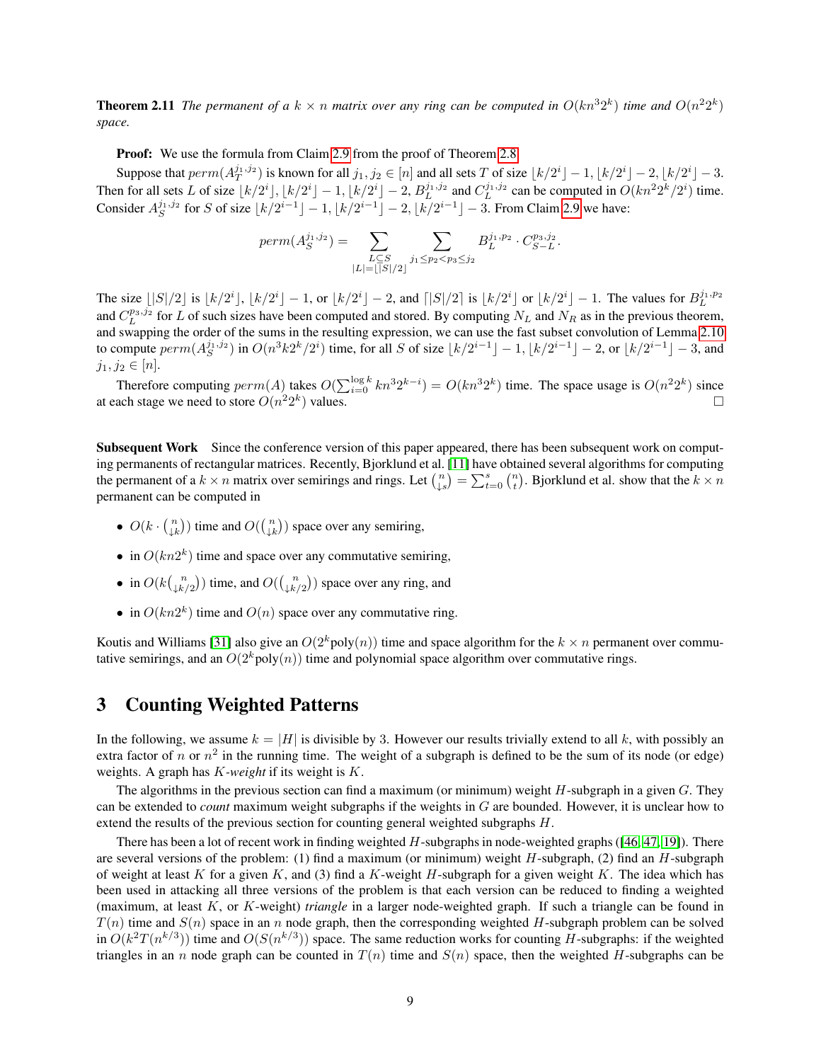**Theorem 2.11** *The permanent of a $k \times n$ matrix over any ring can be computed in $O(kn^3 2^k)$ time and $O(n^2 2^k)$ space.*

**Proof:** We use the formula from Claim 2.9 from the proof of Theorem 2.8.

Suppose that $perm(A_T^{j_1,j_2})$ is known for all $j_1, j_2 \in [n]$ and all sets $T$ of size $\lfloor k/2^i \rfloor - 1, \lfloor k/2^i \rfloor - 2, \lfloor k/2^i \rfloor - 3$. Then for all sets $L$ of size $\lfloor k/2^i \rfloor, \lfloor k/2^i \rfloor - 1, \lfloor k/2^i \rfloor - 2$, $B_L^{j_1,j_2}$ and $C_L^{j_1,j_2}$ can be computed in $O(kn^2 2^k/2^i)$ time. Consider $A_S^{j_1,j_2}$ for $S$ of size $\lfloor k/2^{i-1} \rfloor - 1, \lfloor k/2^{i-1} \rfloor - 2, \lfloor k/2^{i-1} \rfloor - 3$. From Claim 2.9 we have:

$$perm(A_S^{j_1,j_2}) = \sum_{\substack{L \subseteq S \\ |L| = \lfloor |S|/2 \rfloor}} \sum_{j_1 \le p_2 < p_3 \le j_2} B_L^{j_1,p_2} \cdot C_{S-L}^{p_3,j_2}.$$

The size $\lfloor |S|/2 \rfloor$ is $\lfloor k/2^i \rfloor$, $\lfloor k/2^i \rfloor - 1$, or $\lfloor k/2^i \rfloor - 2$, and $\lceil |S|/2 \rceil$ is $\lfloor k/2^i \rfloor$ or $\lfloor k/2^i \rfloor - 1$. The values for $B_L^{j_1,p_2}$ and $C_L^{p_3,j_2}$ for $L$ of such sizes have been computed and stored. By computing $N_L$ and $N_R$ as in the previous theorem, and swapping the order of the sums in the resulting expression, we can use the fast subset convolution of Lemma 2.10 to compute $perm(A_S^{j_1,j_2})$ in $O(n^3 k 2^k/2^i)$ time, for all $S$ of size $\lfloor k/2^{i-1} \rfloor - 1, \lfloor k/2^{i-1} \rfloor - 2$, or $\lfloor k/2^{i-1} \rfloor - 3$, and $j_1, j_2 \in [n]$.

Therefore computing $perm(A)$ takes $O(\sum_{i=0}^{\log k} kn^3 2^{k-i}) = O(kn^3 2^k)$ time. The space usage is $O(n^2 2^k)$ since at each stage we need to store $O(n^2 2^k)$ values. □

**Subsequent Work** Since the conference version of this paper appeared, there has been subsequent work on computing permanents of rectangular matrices. Recently, Bjorklund et al. [11] have obtained several algorithms for computing the permanent of a $k \times n$ matrix over semirings and rings. Let $\binom{n}{\downarrow s} = \sum_{t=0}^{s} \binom{n}{t}$. Bjorklund et al. show that the $k \times n$ permanent can be computed in

- $O(k \cdot \binom{n}{\downarrow k})$ time and $O(\binom{n}{\downarrow k})$ space over any semiring,
- in $O(kn2^k)$ time and space over any commutative semiring,
- in $O(k\binom{n}{\downarrow k/2})$ time, and $O(\binom{n}{\downarrow k/2})$ space over any ring, and
- in $O(kn2^k)$ time and $O(n)$ space over any commutative ring.

Koutis and Williams [31] also give an $O(2^k \text{poly}(n))$ time and space algorithm for the $k \times n$ permanent over commutative semirings, and an $O(2^k \text{poly}(n))$ time and polynomial space algorithm over commutative rings.

# 3 Counting Weighted Patterns

In the following, we assume $k = |H|$ is divisible by 3. However our results trivially extend to all $k$, with possibly an extra factor of $n$ or $n^2$ in the running time. The weight of a subgraph is defined to be the sum of its node (or edge) weights. A graph has *$K$-weight* if its weight is $K$.

The algorithms in the previous section can find a maximum (or minimum) weight $H$-subgraph in a given $G$. They can be extended to *count* maximum weight subgraphs if the weights in $G$ are bounded. However, it is unclear how to extend the results of the previous section for counting general weighted subgraphs $H$.

There has been a lot of recent work in finding weighted $H$-subgraphs in node-weighted graphs ([46, 47, 19]). There are several versions of the problem: (1) find a maximum (or minimum) weight $H$-subgraph, (2) find an $H$-subgraph of weight at least $K$ for a given $K$, and (3) find a $K$-weight $H$-subgraph for a given weight $K$. The idea which has been used in attacking all three versions of the problem is that each version can be reduced to finding a weighted (maximum, at least $K$, or $K$-weight) *triangle* in a larger node-weighted graph. If such a triangle can be found in $T(n)$ time and $S(n)$ space in an $n$ node graph, then the corresponding weighted $H$-subgraph problem can be solved in $O(k^2 T(n^{k/3}))$ time and $O(S(n^{k/3}))$ space. The same reduction works for counting $H$-subgraphs: if the weighted triangles in an $n$ node graph can be counted in $T(n)$ time and $S(n)$ space, then the weighted $H$-subgraphs can be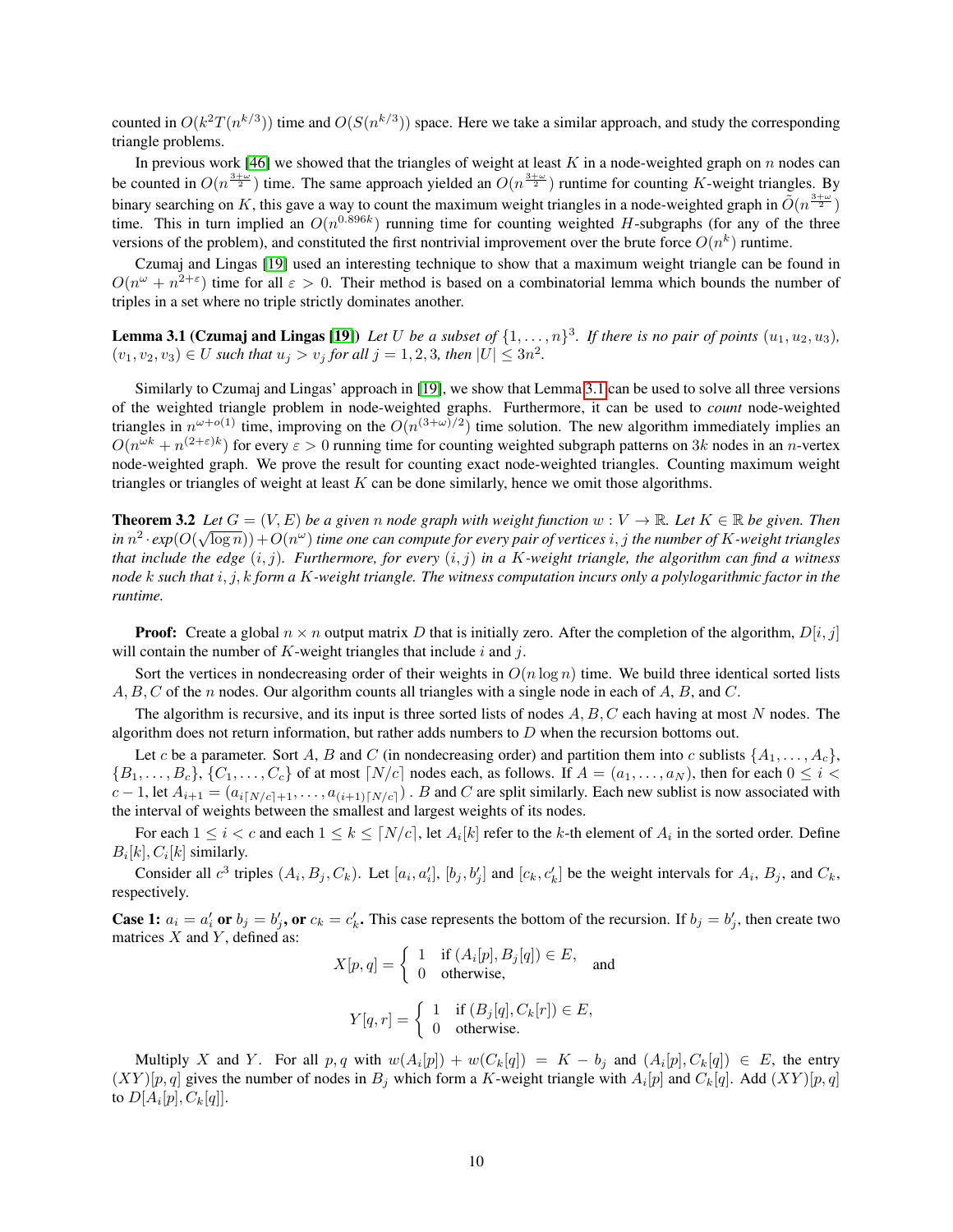counted in $O(k^2 T(n^{k/3}))$ time and $O(S(n^{k/3}))$ space. Here we take a similar approach, and study the corresponding triangle problems.

In previous work [46] we showed that the triangles of weight at least $K$ in a node-weighted graph on $n$ nodes can be counted in $O(n^{\frac{3+\omega}{2}})$ time. The same approach yielded an $O(n^{\frac{3+\omega}{2}})$ runtime for counting $K$-weight triangles. By binary searching on $K$, this gave a way to count the maximum weight triangles in a node-weighted graph in $\tilde{O}(n^{\frac{3+\omega}{2}})$ time. This in turn implied an $O(n^{0.896k})$ running time for counting weighted $H$-subgraphs (for any of the three versions of the problem), and constituted the first nontrivial improvement over the brute force $O(n^k)$ runtime.

Czumaj and Lingas [19] used an interesting technique to show that a maximum weight triangle can be found in $O(n^\omega + n^{2+\varepsilon})$ time for all $\varepsilon > 0$. Their method is based on a combinatorial lemma which bounds the number of triples in a set where no triple strictly dominates another.

**Lemma 3.1 (Czumaj and Lingas [19])** *Let $U$ be a subset of $\{1, \ldots, n\}^3$. If there is no pair of points $(u_1, u_2, u_3)$, $(v_1, v_2, v_3) \in U$ such that $u_j > v_j$ for all $j = 1, 2, 3$, then $|U| \leq 3n^2$.*

Similarly to Czumaj and Lingas' approach in [19], we show that Lemma 3.1 can be used to solve all three versions of the weighted triangle problem in node-weighted graphs. Furthermore, it can be used to *count* node-weighted triangles in $n^{\omega+o(1)}$ time, improving on the $O(n^{(3+\omega)/2})$ time solution. The new algorithm immediately implies an $O(n^{\omega k} + n^{(2+\varepsilon)k})$ for every $\varepsilon > 0$ running time for counting weighted subgraph patterns on $3k$ nodes in an $n$-vertex node-weighted graph. We prove the result for counting exact node-weighted triangles. Counting maximum weight triangles or triangles of weight at least $K$ can be done similarly, hence we omit those algorithms.

**Theorem 3.2** *Let $G = (V, E)$ be a given $n$ node graph with weight function $w : V \to \mathbb{R}$. Let $K \in \mathbb{R}$ be given. Then in $n^2 \cdot exp(O(\sqrt{\log n})) + O(n^\omega)$ time one can compute for every pair of vertices $i, j$ the number of $K$-weight triangles that include the edge $(i, j)$. Furthermore, for every $(i, j)$ in a $K$-weight triangle, the algorithm can find a witness node $k$ such that $i, j, k$ form a $K$-weight triangle. The witness computation incurs only a polylogarithmic factor in the runtime.*

**Proof:** Create a global $n \times n$ output matrix $D$ that is initially zero. After the completion of the algorithm, $D[i, j]$ will contain the number of $K$-weight triangles that include $i$ and $j$.

Sort the vertices in nondecreasing order of their weights in $O(n \log n)$ time. We build three identical sorted lists $A, B, C$ of the $n$ nodes. Our algorithm counts all triangles with a single node in each of $A$, $B$, and $C$.

The algorithm is recursive, and its input is three sorted lists of nodes $A, B, C$ each having at most $N$ nodes. The algorithm does not return information, but rather adds numbers to $D$ when the recursion bottoms out.

Let $c$ be a parameter. Sort $A$, $B$ and $C$ (in nondecreasing order) and partition them into $c$ sublists $\{A_1, \ldots, A_c\}$, $\{B_1, \ldots, B_c\}$, $\{C_1, \ldots, C_c\}$ of at most $\lceil N/c \rceil$ nodes each, as follows. If $A = (a_1, \ldots, a_N)$, then for each $0 \leq i < c - 1$, let $A_{i+1} = (a_{i\lceil N/c \rceil + 1}, \ldots, a_{(i+1)\lceil N/c \rceil})$ . $B$ and $C$ are split similarly. Each new sublist is now associated with the interval of weights between the smallest and largest weights of its nodes.

For each $1 \leq i < c$ and each $1 \leq k \leq \lceil N/c \rceil$, let $A_i[k]$ refer to the $k$-th element of $A_i$ in the sorted order. Define $B_i[k], C_i[k]$ similarly.

Consider all $c^3$ triples $(A_i, B_j, C_k)$. Let $[a_i, a_i']$, $[b_j, b_j']$ and $[c_k, c_k']$ be the weight intervals for $A_i$, $B_j$, and $C_k$, respectively.

**Case 1: $a_i = a_i'$ or $b_j = b_j'$, or $c_k = c_k'$.** This case represents the bottom of the recursion. If $b_j = b_j'$, then create two matrices $X$ and $Y$, defined as:

$$X[p, q] = \begin{cases} 1 & \text{if } (A_i[p], B_j[q]) \in E, \\ 0 & \text{otherwise,} \end{cases} \quad \text{and}$$

$$Y[q, r] = \begin{cases} 1 & \text{if } (B_j[q], C_k[r]) \in E, \\ 0 & \text{otherwise.} \end{cases}$$

Multiply $X$ and $Y$. For all $p, q$ with $w(A_i[p]) + w(C_k[q]) = K - b_j$ and $(A_i[p], C_k[q]) \in E$, the entry $(XY)[p, q]$ gives the number of nodes in $B_j$ which form a $K$-weight triangle with $A_i[p]$ and $C_k[q]$. Add $(XY)[p, q]$ to $D[A_i[p], C_k[q]]$.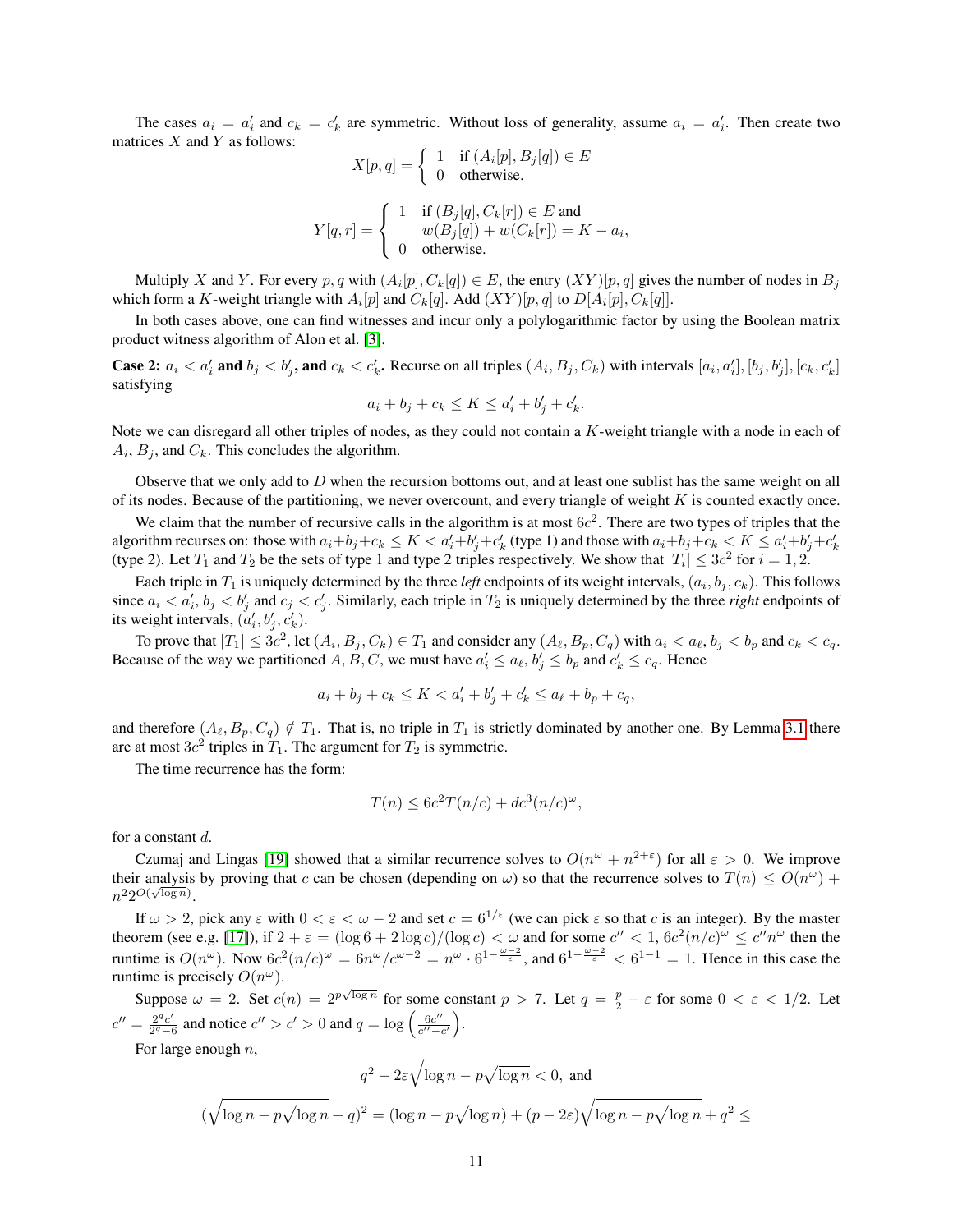The cases $a_i = a'_i$ and $c_k = c'_k$ are symmetric. Without loss of generality, assume $a_i = a'_i$. Then create two matrices $X$ and $Y$ as follows:

$$X[p,q] = \begin{cases} 1 & \text{if } (A_i[p], B_j[q]) \in E \\ 0 & \text{otherwise.} \end{cases}$$

$$Y[q,r] = \begin{cases} 1 & \text{if } (B_j[q], C_k[r]) \in E \text{ and} \\ & w(B_j[q]) + w(C_k[r]) = K - a_i, \\ 0 & \text{otherwise.} \end{cases}$$

Multiply $X$ and $Y$. For every $p, q$ with $(A_i[p], C_k[q]) \in E$, the entry $(XY)[p,q]$ gives the number of nodes in $B_j$ which form a $K$-weight triangle with $A_i[p]$ and $C_k[q]$. Add $(XY)[p,q]$ to $D[A_i[p], C_k[q]]$.

In both cases above, one can find witnesses and incur only a polylogarithmic factor by using the Boolean matrix product witness algorithm of Alon et al. [3].

**Case 2:** $a_i < a'_i$ **and** $b_j < b'_j$**, and** $c_k < c'_k$**.** Recurse on all triples $(A_i, B_j, C_k)$ with intervals $[a_i, a'_i], [b_j, b'_j], [c_k, c'_k]$ satisfying

$$a_i + b_j + c_k \leq K \leq a'_i + b'_j + c'_k.$$

Note we can disregard all other triples of nodes, as they could not contain a $K$-weight triangle with a node in each of $A_i$, $B_j$, and $C_k$. This concludes the algorithm.

Observe that we only add to $D$ when the recursion bottoms out, and at least one sublist has the same weight on all of its nodes. Because of the partitioning, we never overcount, and every triangle of weight $K$ is counted exactly once.

We claim that the number of recursive calls in the algorithm is at most $6c^2$. There are two types of triples that the algorithm recurses on: those with $a_i+b_j+c_k \leq K < a'_i+b'_j+c'_k$ (type 1) and those with $a_i+b_j+c_k < K \leq a'_i+b'_j+c'_k$ (type 2). Let $T_1$ and $T_2$ be the sets of type 1 and type 2 triples respectively. We show that $|T_i| \leq 3c^2$ for $i = 1, 2$.

Each triple in $T_1$ is uniquely determined by the three *left* endpoints of its weight intervals, $(a_i, b_j, c_k)$. This follows since $a_i < a'_i$, $b_j < b'_j$ and $c_j < c'_j$. Similarly, each triple in $T_2$ is uniquely determined by the three *right* endpoints of its weight intervals, $(a'_i, b'_j, c'_k)$.

To prove that $|T_1| \leq 3c^2$, let $(A_i, B_j, C_k) \in T_1$ and consider any $(A_\ell, B_p, C_q)$ with $a_i < a_\ell$, $b_j < b_p$ and $c_k < c_q$. Because of the way we partitioned $A, B, C$, we must have $a'_i \leq a_\ell$, $b'_j \leq b_p$ and $c'_k \leq c_q$. Hence

$$a_i + b_j + c_k \leq K < a'_i + b'_j + c'_k \leq a_\ell + b_p + c_q,$$

and therefore $(A_\ell, B_p, C_q) \notin T_1$. That is, no triple in $T_1$ is strictly dominated by another one. By Lemma 3.1 there are at most $3c^2$ triples in $T_1$. The argument for $T_2$ is symmetric.

The time recurrence has the form:

$$T(n) \leq 6c^2 T(n/c) + dc^3 (n/c)^\omega,$$

for a constant $d$.

Czumaj and Lingas [19] showed that a similar recurrence solves to $O(n^\omega + n^{2+\varepsilon})$ for all $\varepsilon > 0$. We improve their analysis by proving that $c$ can be chosen (depending on $\omega$) so that the recurrence solves to $T(n) \leq O(n^\omega) + n^2 2^{O(\sqrt{\log n})}$.

If $\omega > 2$, pick any $\varepsilon$ with $0 < \varepsilon < \omega - 2$ and set $c = 6^{1/\varepsilon}$ (we can pick $\varepsilon$ so that $c$ is an integer). By the master theorem (see e.g. [17]), if $2 + \varepsilon = (\log 6 + 2\log c)/(\log c) < \omega$ and for some $c'' < 1$, $6c^2(n/c)^\omega \leq c'' n^\omega$ then the runtime is $O(n^\omega)$. Now $6c^2(n/c)^\omega = 6n^\omega / c^{\omega-2} = n^\omega \cdot 6^{1 - \frac{\omega-2}{\varepsilon}}$, and $6^{1-\frac{\omega-2}{\varepsilon}} < 6^{1-1} = 1$. Hence in this case the runtime is precisely $O(n^\omega)$.

Suppose $\omega = 2$. Set $c(n) = 2^{p\sqrt{\log n}}$ for some constant $p > 7$. Let $q = \frac{p}{2} - \varepsilon$ for some $0 < \varepsilon < 1/2$. Let $c'' = \frac{2^q c'}{2^q - 6}$ and notice $c'' > c' > 0$ and $q = \log\left(\frac{6c''}{c''-c'}\right)$.

For large enough $n$,

$$q^2 - 2\varepsilon\sqrt{\log n - p\sqrt{\log n}} < 0, \text{ and}$$

$$(\sqrt{\log n - p\sqrt{\log n}} + q)^2 = (\log n - p\sqrt{\log n}) + (p - 2\varepsilon)\sqrt{\log n - p\sqrt{\log n}} + q^2 \leq$$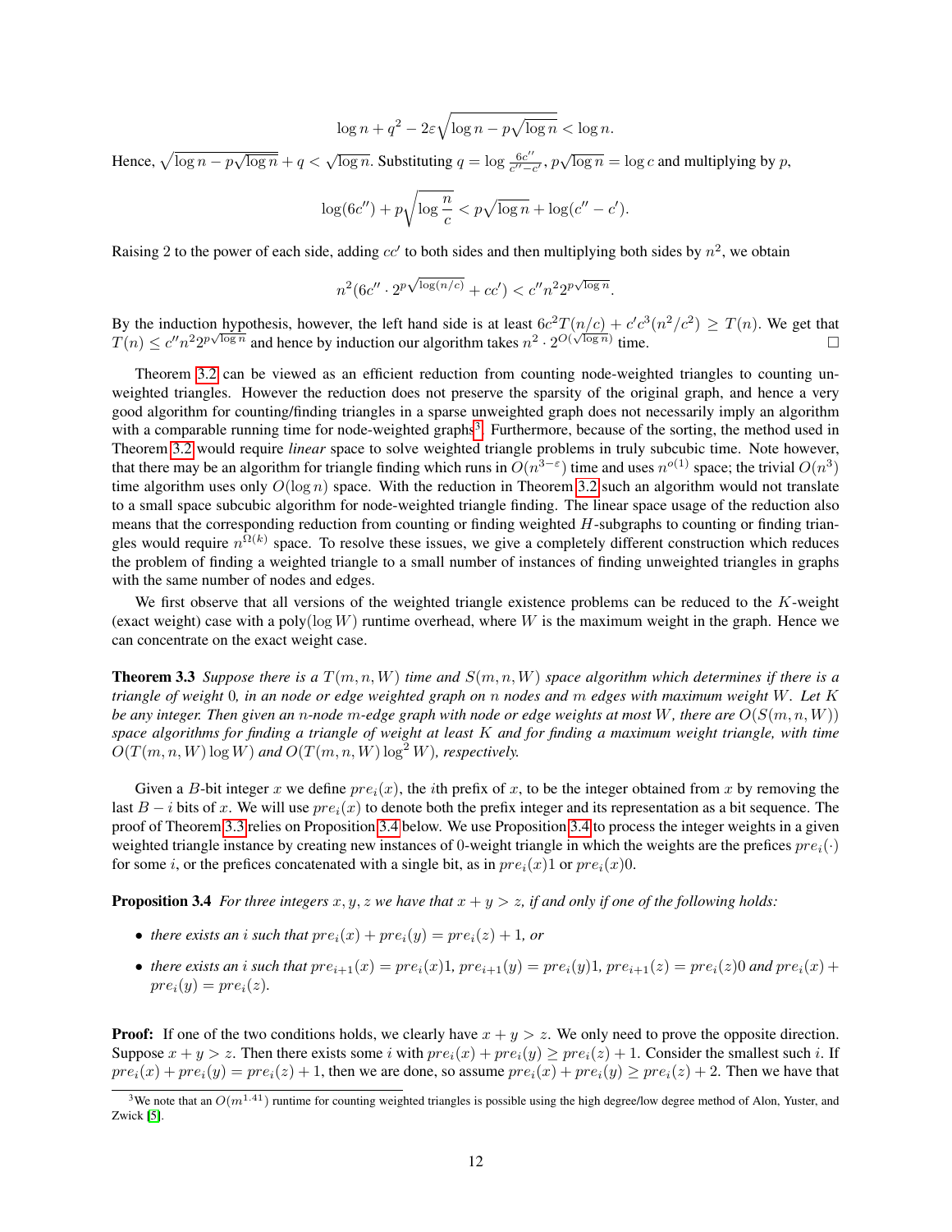$$\log n + q^2 - 2\varepsilon\sqrt{\log n - p\sqrt{\log n}} < \log n.$$

Hence, $\sqrt{\log n - p\sqrt{\log n}} + q < \sqrt{\log n}$. Substituting $q = \log \frac{6c''}{c''-c'}$, $p\sqrt{\log n} = \log c$ and multiplying by $p$,

$$\log(6c'') + p\sqrt{\log \frac{n}{c}} < p\sqrt{\log n} + \log(c'' - c').$$

Raising 2 to the power of each side, adding $cc'$ to both sides and then multiplying both sides by $n^2$, we obtain

$$n^2(6c'' \cdot 2^{p\sqrt{\log(n/c)}} + cc') < c'' n^2 2^{p\sqrt{\log n}}.$$

By the induction hypothesis, however, the left hand side is at least $6c^2 T(n/c) + c'c^3(n^2/c^2) \geq T(n)$. We get that $T(n) \leq c'' n^2 2^{p\sqrt{\log n}}$ and hence by induction our algorithm takes $n^2 \cdot 2^{O(\sqrt{\log n})}$ time. □

Theorem 3.2 can be viewed as an efficient reduction from counting node-weighted triangles to counting unweighted triangles. However the reduction does not preserve the sparsity of the original graph, and hence a very good algorithm for counting/finding triangles in a sparse unweighted graph does not necessarily imply an algorithm with a comparable running time for node-weighted graphs[3]. Furthermore, because of the sorting, the method used in Theorem 3.2 would require *linear* space to solve weighted triangle problems in truly subcubic time. Note however, that there may be an algorithm for triangle finding which runs in $O(n^{3-\varepsilon})$ time and uses $n^{o(1)}$ space; the trivial $O(n^3)$ time algorithm uses only $O(\log n)$ space. With the reduction in Theorem 3.2 such an algorithm would not translate to a small space subcubic algorithm for node-weighted triangle finding. The linear space usage of the reduction also means that the corresponding reduction from counting or finding weighted $H$-subgraphs to counting or finding triangles would require $n^{\Omega(k)}$ space. To resolve these issues, we give a completely different construction which reduces the problem of finding a weighted triangle to a small number of instances of finding unweighted triangles in graphs with the same number of nodes and edges.

We first observe that all versions of the weighted triangle existence problems can be reduced to the $K$-weight (exact weight) case with a poly$(\log W)$ runtime overhead, where $W$ is the maximum weight in the graph. Hence we can concentrate on the exact weight case.

**Theorem 3.3** *Suppose there is a $T(m, n, W)$ time and $S(m, n, W)$ space algorithm which determines if there is a triangle of weight 0, in an node or edge weighted graph on $n$ nodes and $m$ edges with maximum weight $W$. Let $K$ be any integer. Then given an $n$-node $m$-edge graph with node or edge weights at most $W$, there are $O(S(m, n, W))$ space algorithms for finding a triangle of weight at least $K$ and for finding a maximum weight triangle, with time $O(T(m, n, W)\log W)$ and $O(T(m, n, W)\log^2 W)$, respectively.*

Given a $B$-bit integer $x$ we define $pre_i(x)$, the $i$th prefix of $x$, to be the integer obtained from $x$ by removing the last $B - i$ bits of $x$. We will use $pre_i(x)$ to denote both the prefix integer and its representation as a bit sequence. The proof of Theorem 3.3 relies on Proposition 3.4 below. We use Proposition 3.4 to process the integer weights in a given weighted triangle instance by creating new instances of 0-weight triangle in which the weights are the prefices $pre_i(\cdot)$ for some $i$, or the prefices concatenated with a single bit, as in $pre_i(x)1$ or $pre_i(x)0$.

**Proposition 3.4** *For three integers $x, y, z$ we have that $x + y > z$, if and only if one of the following holds:*

- *there exists an $i$ such that $pre_i(x) + pre_i(y) = pre_i(z) + 1$, or*
- *there exists an $i$ such that $pre_{i+1}(x) = pre_i(x)1$, $pre_{i+1}(y) = pre_i(y)1$, $pre_{i+1}(z) = pre_i(z)0$ and $pre_i(x) + pre_i(y) = pre_i(z)$.*

**Proof:** If one of the two conditions holds, we clearly have $x + y > z$. We only need to prove the opposite direction. Suppose $x + y > z$. Then there exists some $i$ with $pre_i(x) + pre_i(y) \geq pre_i(z) + 1$. Consider the smallest such $i$. If $pre_i(x) + pre_i(y) = pre_i(z) + 1$, then we are done, so assume $pre_i(x) + pre_i(y) \geq pre_i(z) + 2$. Then we have that

[3] We note that an $O(m^{1.41})$ runtime for counting weighted triangles is possible using the high degree/low degree method of Alon, Yuster, and Zwick [5].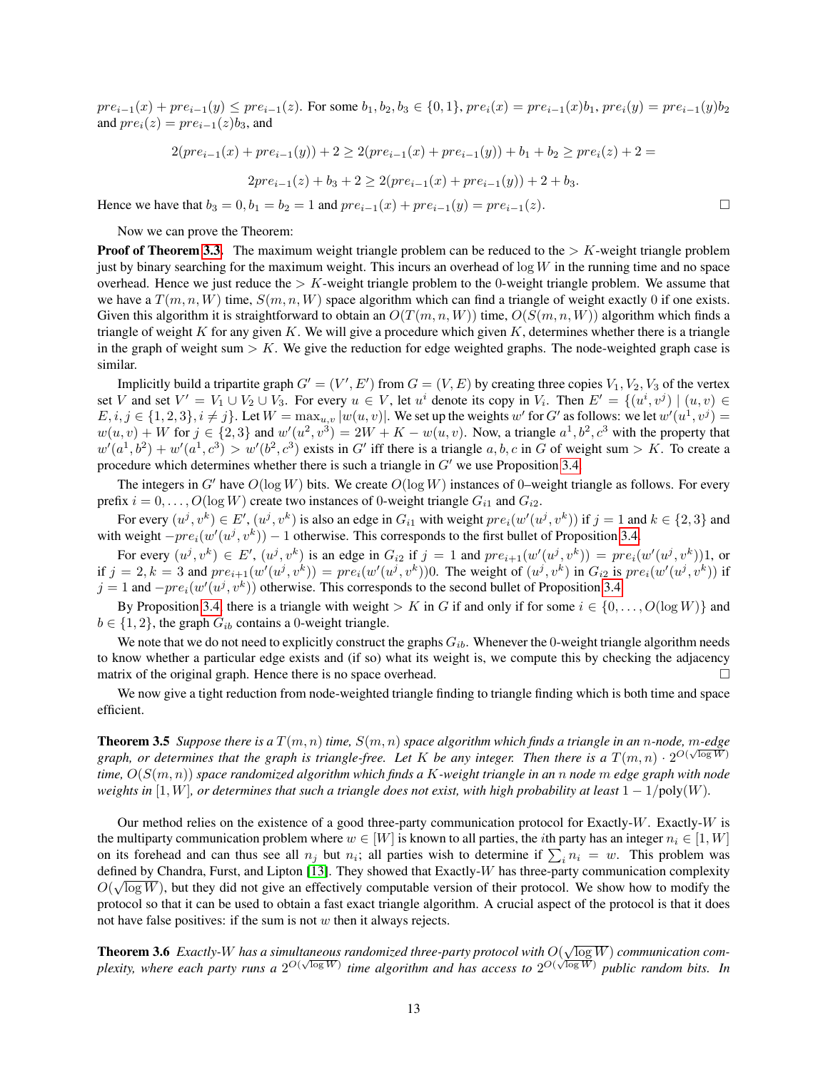$pre_{i-1}(x) + pre_{i-1}(y) \le pre_{i-1}(z)$. For some $b_1, b_2, b_3 \in \{0,1\}$, $pre_i(x) = pre_{i-1}(x)b_1$, $pre_i(y) = pre_{i-1}(y)b_2$ and $pre_i(z) = pre_{i-1}(z)b_3$, and

$$2(pre_{i-1}(x) + pre_{i-1}(y)) + 2 \ge 2(pre_{i-1}(x) + pre_{i-1}(y)) + b_1 + b_2 \ge pre_i(z) + 2 =$$

$$2pre_{i-1}(z) + b_3 + 2 \ge 2(pre_{i-1}(x) + pre_{i-1}(y)) + 2 + b_3.$$

Hence we have that $b_3 = 0, b_1 = b_2 = 1$ and $pre_{i-1}(x) + pre_{i-1}(y) = pre_{i-1}(z)$. □

Now we can prove the Theorem:

**Proof of Theorem 3.3.** The maximum weight triangle problem can be reduced to the $> K$-weight triangle problem just by binary searching for the maximum weight. This incurs an overhead of $\log W$ in the running time and no space overhead. Hence we just reduce the $> K$-weight triangle problem to the 0-weight triangle problem. We assume that we have a $T(m, n, W)$ time, $S(m, n, W)$ space algorithm which can find a triangle of weight exactly 0 if one exists. Given this algorithm it is straightforward to obtain an $O(T(m, n, W))$ time, $O(S(m, n, W))$ algorithm which finds a triangle of weight $K$ for any given $K$. We will give a procedure which given $K$, determines whether there is a triangle in the graph of weight sum $> K$. We give the reduction for edge weighted graphs. The node-weighted graph case is similar.

Implicitly build a tripartite graph $G' = (V', E')$ from $G = (V, E)$ by creating three copies $V_1, V_2, V_3$ of the vertex set $V$ and set $V' = V_1 \cup V_2 \cup V_3$. For every $u \in V$, let $u^i$ denote its copy in $V_i$. Then $E' = \{(u^i, v^j) \mid (u, v) \in E, i, j \in \{1, 2, 3\}, i \neq j\}$. Let $W = \max_{u,v} |w(u, v)|$. We set up the weights $w'$ for $G'$ as follows: we let $w'(u^1, v^j) = w(u, v) + W$ for $j \in \{2, 3\}$ and $w'(u^2, v^3) = 2W + K - w(u, v)$. Now, a triangle $a^1, b^2, c^3$ with the property that $w'(a^1, b^2) + w'(a^1, c^3) > w'(b^2, c^3)$ exists in $G'$ iff there is a triangle $a, b, c$ in $G$ of weight sum $> K$. To create a procedure which determines whether there is such a triangle in $G'$ we use Proposition 3.4.

The integers in $G'$ have $O(\log W)$ bits. We create $O(\log W)$ instances of 0–weight triangle as follows. For every prefix $i = 0, \ldots, O(\log W)$ create two instances of 0-weight triangle $G_{i1}$ and $G_{i2}$.

For every $(u^j, v^k) \in E'$, $(u^j, v^k)$ is also an edge in $G_{i1}$ with weight $pre_i(w'(u^j, v^k))$ if $j = 1$ and $k \in \{2, 3\}$ and with weight $-pre_i(w'(u^j, v^k)) - 1$ otherwise. This corresponds to the first bullet of Proposition 3.4.

For every $(u^j, v^k) \in E'$, $(u^j, v^k)$ is an edge in $G_{i2}$ if $j = 1$ and $pre_{i+1}(w'(u^j, v^k)) = pre_i(w'(u^j, v^k))1$, or if $j = 2, k = 3$ and $pre_{i+1}(w'(u^j, v^k)) = pre_i(w'(u^j, v^k))0$. The weight of $(u^j, v^k)$ in $G_{i2}$ is $pre_i(w'(u^j, v^k))$ if $j = 1$ and $-pre_i(w'(u^j, v^k))$ otherwise. This corresponds to the second bullet of Proposition 3.4.

By Proposition 3.4, there is a triangle with weight $> K$ in $G$ if and only if for some $i \in \{0, \ldots, O(\log W)\}$ and $b \in \{1, 2\}$, the graph $G_{ib}$ contains a 0-weight triangle.

We note that we do not need to explicitly construct the graphs $G_{ib}$. Whenever the 0-weight triangle algorithm needs to know whether a particular edge exists and (if so) what its weight is, we compute this by checking the adjacency matrix of the original graph. Hence there is no space overhead. □

We now give a tight reduction from node-weighted triangle finding to triangle finding which is both time and space efficient.

**Theorem 3.5** *Suppose there is a $T(m, n)$ time, $S(m, n)$ space algorithm which finds a triangle in an $n$-node, $m$-edge graph, or determines that the graph is triangle-free. Let $K$ be any integer. Then there is a $T(m, n) \cdot 2^{O(\sqrt{\log W})}$ time, $O(S(m, n))$ space randomized algorithm which finds a $K$-weight triangle in an $n$ node $m$ edge graph with node weights in $[1, W]$, or determines that such a triangle does not exist, with high probability at least $1 - 1/\text{poly}(W)$.*

Our method relies on the existence of a good three-party communication protocol for Exactly-$W$. Exactly-$W$ is the multiparty communication problem where $w \in [W]$ is known to all parties, the $i$th party has an integer $n_i \in [1, W]$ on its forehead and can thus see all $n_j$ but $n_i$; all parties wish to determine if $\sum_i n_i = w$. This problem was defined by Chandra, Furst, and Lipton [13]. They showed that Exactly-$W$ has three-party communication complexity $O(\sqrt{\log W})$, but they did not give an effectively computable version of their protocol. We show how to modify the protocol so that it can be used to obtain a fast exact triangle algorithm. A crucial aspect of the protocol is that it does not have false positives: if the sum is not $w$ then it always rejects.

**Theorem 3.6** *Exactly-$W$ has a simultaneous randomized three-party protocol with $O(\sqrt{\log W})$ communication complexity, where each party runs a $2^{O(\sqrt{\log W})}$ time algorithm and has access to $2^{O(\sqrt{\log W})}$ public random bits. In*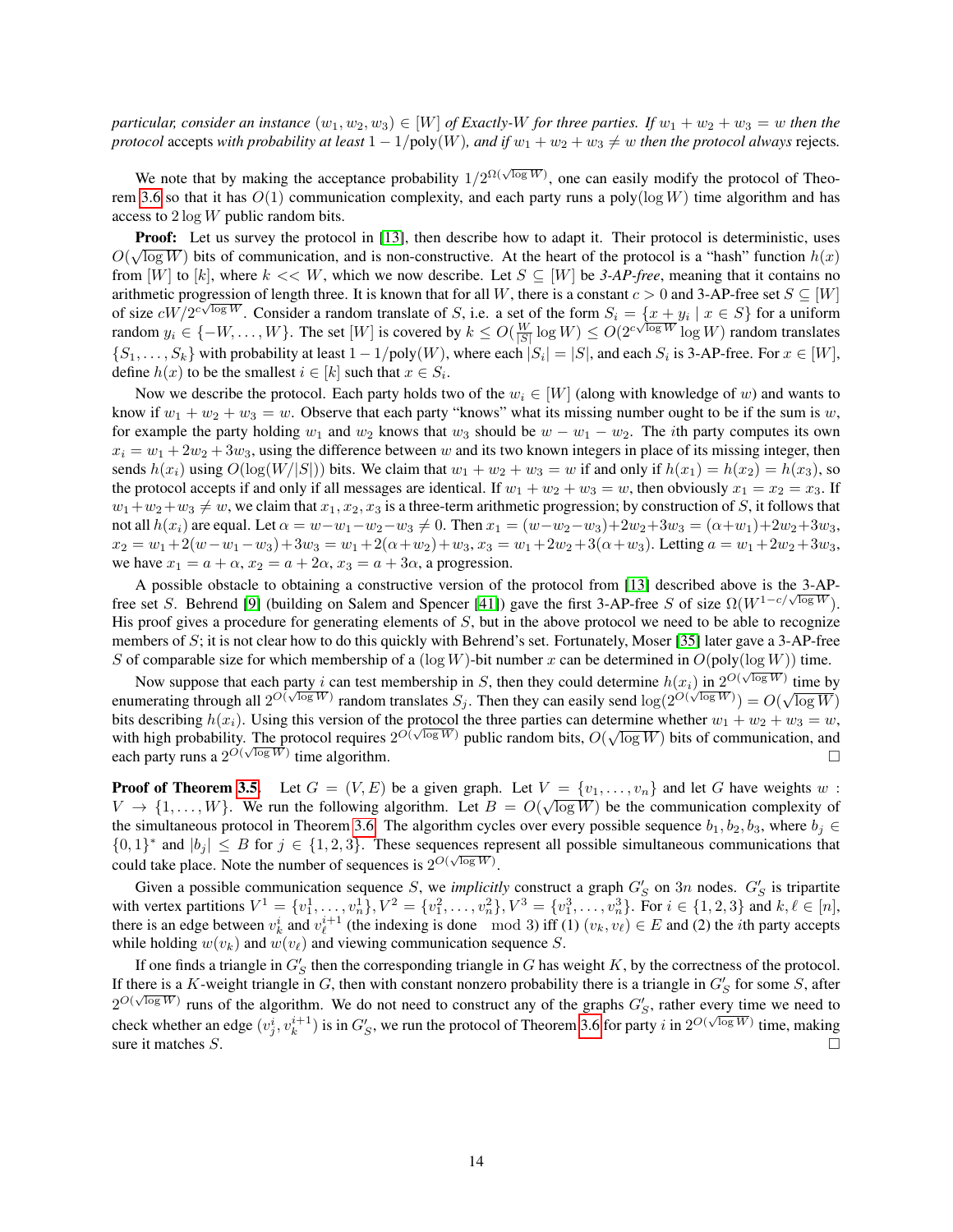*particular, consider an instance $(w_1, w_2, w_3) \in [W]$ of Exactly-$W$ for three parties. If $w_1 + w_2 + w_3 = w$ then the protocol* accepts *with probability at least $1 - 1/\text{poly}(W)$, and if $w_1 + w_2 + w_3 \neq w$ then the protocol always* rejects.

We note that by making the acceptance probability $1/2^{\Omega(\sqrt{\log W})}$, one can easily modify the protocol of Theorem 3.6 so that it has $O(1)$ communication complexity, and each party runs a $\text{poly}(\log W)$ time algorithm and has access to $2 \log W$ public random bits.

**Proof:** Let us survey the protocol in [13], then describe how to adapt it. Their protocol is deterministic, uses $O(\sqrt{\log W})$ bits of communication, and is non-constructive. At the heart of the protocol is a "hash" function $h(x)$ from $[W]$ to $[k]$, where $k << W$, which we now describe. Let $S \subseteq [W]$ be *3-AP-free*, meaning that it contains no arithmetic progression of length three. It is known that for all $W$, there is a constant $c > 0$ and 3-AP-free set $S \subseteq [W]$ of size $cW/2^{c\sqrt{\log W}}$. Consider a random translate of $S$, i.e. a set of the form $S_i = \{x + y_i \mid x \in S\}$ for a uniform random $y_i \in \{-W, \ldots, W\}$. The set $[W]$ is covered by $k \leq O(\frac{W}{|S|} \log W) \leq O(2^{c\sqrt{\log W}} \log W)$ random translates $\{S_1, \ldots, S_k\}$ with probability at least $1 - 1/\text{poly}(W)$, where each $|S_i| = |S|$, and each $S_i$ is 3-AP-free. For $x \in [W]$, define $h(x)$ to be the smallest $i \in [k]$ such that $x \in S_i$.

Now we describe the protocol. Each party holds two of the $w_i \in [W]$ (along with knowledge of $w$) and wants to know if $w_1 + w_2 + w_3 = w$. Observe that each party "knows" what its missing number ought to be if the sum is $w$, for example the party holding $w_1$ and $w_2$ knows that $w_3$ should be $w - w_1 - w_2$. The $i$th party computes its own $x_i = w_1 + 2w_2 + 3w_3$, using the difference between $w$ and its two known integers in place of its missing integer, then sends $h(x_i)$ using $O(\log(W/|S|))$ bits. We claim that $w_1 + w_2 + w_3 = w$ if and only if $h(x_1) = h(x_2) = h(x_3)$, so the protocol accepts if and only if all messages are identical. If $w_1 + w_2 + w_3 = w$, then obviously $x_1 = x_2 = x_3$. If $w_1 + w_2 + w_3 \neq w$, we claim that $x_1, x_2, x_3$ is a three-term arithmetic progression; by construction of $S$, it follows that not all $h(x_i)$ are equal. Let $\alpha = w - w_1 - w_2 - w_3 \neq 0$. Then $x_1 = (w - w_2 - w_3) + 2w_2 + 3w_3 = (\alpha + w_1) + 2w_2 + 3w_3$, $x_2 = w_1 + 2(w - w_1 - w_3) + 3w_3 = w_1 + 2(\alpha + w_2) + w_3$, $x_3 = w_1 + 2w_2 + 3(\alpha + w_3)$. Letting $a = w_1 + 2w_2 + 3w_3$, we have $x_1 = a + \alpha$, $x_2 = a + 2\alpha$, $x_3 = a + 3\alpha$, a progression.

A possible obstacle to obtaining a constructive version of the protocol from [13] described above is the 3-AP-free set $S$. Behrend [9] (building on Salem and Spencer [41]) gave the first 3-AP-free $S$ of size $\Omega(W^{1-c/\sqrt{\log W}})$. His proof gives a procedure for generating elements of $S$, but in the above protocol we need to be able to recognize members of $S$; it is not clear how to do this quickly with Behrend's set. Fortunately, Moser [35] later gave a 3-AP-free $S$ of comparable size for which membership of a $(\log W)$-bit number $x$ can be determined in $O(\text{poly}(\log W))$ time.

Now suppose that each party $i$ can test membership in $S$, then they could determine $h(x_i)$ in $2^{O(\sqrt{\log W})}$ time by enumerating through all $2^{O(\sqrt{\log W})}$ random translates $S_j$. Then they can easily send $\log(2^{O(\sqrt{\log W})}) = O(\sqrt{\log W})$ bits describing $h(x_i)$. Using this version of the protocol the three parties can determine whether $w_1 + w_2 + w_3 = w$, with high probability. The protocol requires $2^{O(\sqrt{\log W})}$ public random bits, $O(\sqrt{\log W})$ bits of communication, and each party runs a $2^{O(\sqrt{\log W})}$ time algorithm. $\square$

**Proof of Theorem 3.5.** Let $G = (V, E)$ be a given graph. Let $V = \{v_1, \ldots, v_n\}$ and let $G$ have weights $w : V \to \{1, \ldots, W\}$. We run the following algorithm. Let $B = O(\sqrt{\log W})$ be the communication complexity of the simultaneous protocol in Theorem 3.6. The algorithm cycles over every possible sequence $b_1, b_2, b_3$, where $b_j \in \{0, 1\}^*$ and $|b_j| \leq B$ for $j \in \{1, 2, 3\}$. These sequences represent all possible simultaneous communications that could take place. Note the number of sequences is $2^{O(\sqrt{\log W})}$.

Given a possible communication sequence $S$, we *implicitly* construct a graph $G'_S$ on $3n$ nodes. $G'_S$ is tripartite with vertex partitions $V^1 = \{v^1_1, \ldots, v^1_n\}, V^2 = \{v^2_1, \ldots, v^2_n\}, V^3 = \{v^3_1, \ldots, v^3_n\}$. For $i \in \{1, 2, 3\}$ and $k, \ell \in [n]$, there is an edge between $v^i_k$ and $v^{i+1}_\ell$ (the indexing is done $\mod 3$) iff (1) $(v_k, v_\ell) \in E$ and (2) the $i$th party accepts while holding $w(v_k)$ and $w(v_\ell)$ and viewing communication sequence $S$.

If one finds a triangle in $G'_S$ then the corresponding triangle in $G$ has weight $K$, by the correctness of the protocol. If there is a $K$-weight triangle in $G$, then with constant nonzero probability there is a triangle in $G'_S$ for some $S$, after $2^{O(\sqrt{\log W})}$ runs of the algorithm. We do not need to construct any of the graphs $G'_S$, rather every time we need to check whether an edge $(v^i_j, v^{i+1}_k)$ is in $G'_S$, we run the protocol of Theorem 3.6 for party $i$ in $2^{O(\sqrt{\log W})}$ time, making sure it matches $S$. $\square$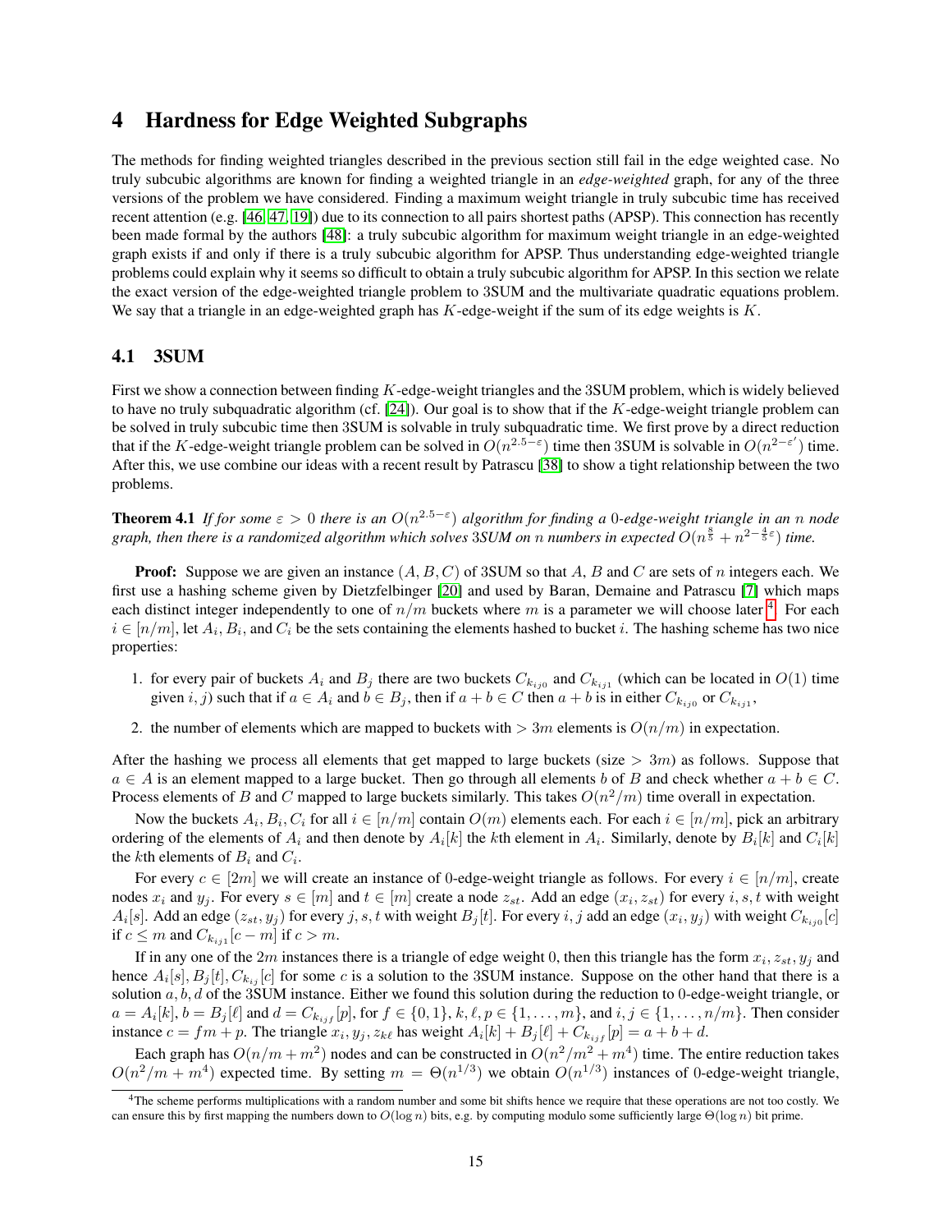## 4 Hardness for Edge Weighted Subgraphs

The methods for finding weighted triangles described in the previous section still fail in the edge weighted case. No truly subcubic algorithms are known for finding a weighted triangle in an *edge-weighted* graph, for any of the three versions of the problem we have considered. Finding a maximum weight triangle in truly subcubic time has received recent attention (e.g. [46, 47, 19]) due to its connection to all pairs shortest paths (APSP). This connection has recently been made formal by the authors [48]: a truly subcubic algorithm for maximum weight triangle in an edge-weighted graph exists if and only if there is a truly subcubic algorithm for APSP. Thus understanding edge-weighted triangle problems could explain why it seems so difficult to obtain a truly subcubic algorithm for APSP. In this section we relate the exact version of the edge-weighted triangle problem to 3SUM and the multivariate quadratic equations problem. We say that a triangle in an edge-weighted graph has $K$-edge-weight if the sum of its edge weights is $K$.

### 4.1 3SUM

First we show a connection between finding $K$-edge-weight triangles and the 3SUM problem, which is widely believed to have no truly subquadratic algorithm (cf. [24]). Our goal is to show that if the $K$-edge-weight triangle problem can be solved in truly subcubic time then 3SUM is solvable in truly subquadratic time. We first prove by a direct reduction that if the $K$-edge-weight triangle problem can be solved in $O(n^{2.5-\varepsilon})$ time then 3SUM is solvable in $O(n^{2-\varepsilon'})$ time. After this, we use combine our ideas with a recent result by Patrascu [38] to show a tight relationship between the two problems.

**Theorem 4.1** *If for some $\varepsilon > 0$ there is an $O(n^{2.5-\varepsilon})$ algorithm for finding a 0-edge-weight triangle in an $n$ node graph, then there is a randomized algorithm which solves 3SUM on $n$ numbers in expected $O(n^{\frac{8}{5}} + n^{2-\frac{4}{5}\varepsilon})$ time.*

**Proof:** Suppose we are given an instance $(A, B, C)$ of 3SUM so that $A$, $B$ and $C$ are sets of $n$ integers each. We first use a hashing scheme given by Dietzfelbinger [20] and used by Baran, Demaine and Patrascu [7] which maps each distinct integer independently to one of $n/m$ buckets where $m$ is a parameter we will choose later [4]. For each $i \in [n/m]$, let $A_i, B_i$, and $C_i$ be the sets containing the elements hashed to bucket $i$. The hashing scheme has two nice properties:

1. for every pair of buckets $A_i$ and $B_j$ there are two buckets $C_{k_{ij0}}$ and $C_{k_{ij1}}$ (which can be located in $O(1)$ time given $i, j$) such that if $a \in A_i$ and $b \in B_j$, then if $a + b \in C$ then $a + b$ is in either $C_{k_{ij0}}$ or $C_{k_{ij1}}$,
2. the number of elements which are mapped to buckets with $> 3m$ elements is $O(n/m)$ in expectation.

After the hashing we process all elements that get mapped to large buckets (size $> 3m$) as follows. Suppose that $a \in A$ is an element mapped to a large bucket. Then go through all elements $b$ of $B$ and check whether $a + b \in C$. Process elements of $B$ and $C$ mapped to large buckets similarly. This takes $O(n^2/m)$ time overall in expectation.

Now the buckets $A_i, B_i, C_i$ for all $i \in [n/m]$ contain $O(m)$ elements each. For each $i \in [n/m]$, pick an arbitrary ordering of the elements of $A_i$ and then denote by $A_i[k]$ the $k$th element in $A_i$. Similarly, denote by $B_i[k]$ and $C_i[k]$ the $k$th elements of $B_i$ and $C_i$.

For every $c \in [2m]$ we will create an instance of 0-edge-weight triangle as follows. For every $i \in [n/m]$, create nodes $x_i$ and $y_j$. For every $s \in [m]$ and $t \in [m]$ create a node $z_{st}$. Add an edge $(x_i, z_{st})$ for every $i, s, t$ with weight $A_i[s]$. Add an edge $(z_{st}, y_j)$ for every $j, s, t$ with weight $B_j[t]$. For every $i, j$ add an edge $(x_i, y_j)$ with weight $C_{k_{ij0}}[c]$ if $c \leq m$ and $C_{k_{ij1}}[c - m]$ if $c > m$.

If in any one of the $2m$ instances there is a triangle of edge weight 0, then this triangle has the form $x_i, z_{st}, y_j$ and hence $A_i[s], B_j[t], C_{k_{ij}}[c]$ for some $c$ is a solution to the 3SUM instance. Suppose on the other hand that there is a solution $a, b, d$ of the 3SUM instance. Either we found this solution during the reduction to 0-edge-weight triangle, or $a = A_i[k]$, $b = B_j[\ell]$ and $d = C_{k_{ijf}}[p]$, for $f \in \{0, 1\}$, $k, \ell, p \in \{1, \ldots, m\}$, and $i, j \in \{1, \ldots, n/m\}$. Then consider instance $c = fm + p$. The triangle $x_i, y_j, z_{k\ell}$ has weight $A_i[k] + B_j[\ell] + C_{k_{ijf}}[p] = a + b + d$.

Each graph has $O(n/m + m^2)$ nodes and can be constructed in $O(n^2/m^2 + m^4)$ time. The entire reduction takes $O(n^2/m + m^4)$ expected time. By setting $m = \Theta(n^{1/3})$ we obtain $O(n^{1/3})$ instances of 0-edge-weight triangle,

[4] The scheme performs multiplications with a random number and some bit shifts hence we require that these operations are not too costly. We can ensure this by first mapping the numbers down to $O(\log n)$ bits, e.g. by computing modulo some sufficiently large $\Theta(\log n)$ bit prime.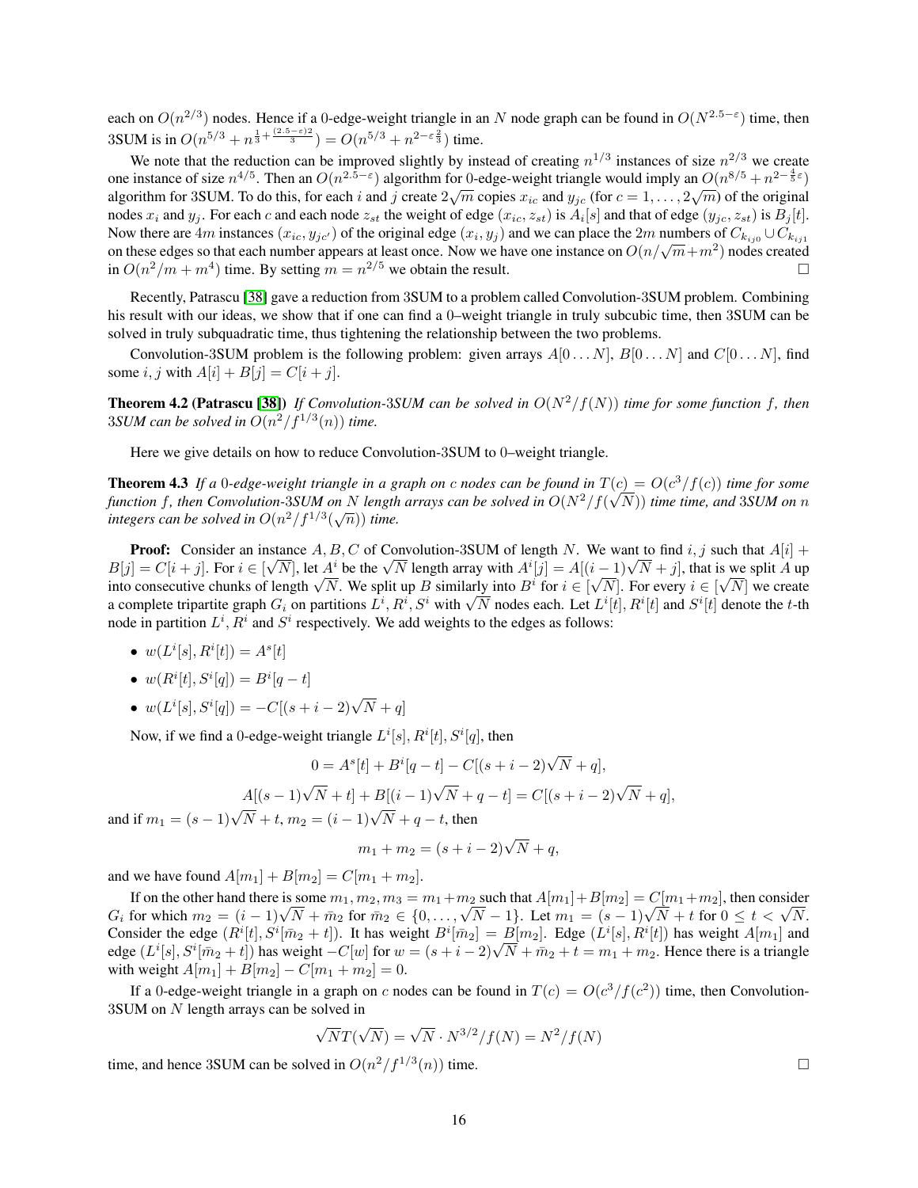each on $O(n^{2/3})$ nodes. Hence if a 0-edge-weight triangle in an $N$ node graph can be found in $O(N^{2.5-\varepsilon})$ time, then 3SUM is in $O(n^{5/3} + n^{\frac{1}{3}+\frac{(2.5-\varepsilon)2}{3}}) = O(n^{5/3} + n^{2-\varepsilon\frac{2}{3}})$ time.

We note that the reduction can be improved slightly by instead of creating $n^{1/3}$ instances of size $n^{2/3}$ we create one instance of size $n^{4/5}$. Then an $O(n^{2.5-\varepsilon})$ algorithm for 0-edge-weight triangle would imply an $O(n^{8/5} + n^{2-\frac{4}{5}\varepsilon})$ algorithm for 3SUM. To do this, for each $i$ and $j$ create $2\sqrt{m}$ copies $x_{ic}$ and $y_{jc}$ (for $c = 1, \ldots, 2\sqrt{m}$) of the original nodes $x_i$ and $y_j$. For each $c$ and each node $z_{st}$ the weight of edge $(x_{ic}, z_{st})$ is $A_i[s]$ and that of edge $(y_{jc}, z_{st})$ is $B_j[t]$. Now there are $4m$ instances $(x_{ic}, y_{jc'})$ of the original edge $(x_i, y_j)$ and we can place the $2m$ numbers of $C_{k_{ij0}} \cup C_{k_{ij1}}$ on these edges so that each number appears at least once. Now we have one instance on $O(n/\sqrt{m} + m^2)$ nodes created in $O(n^2/m + m^4)$ time. By setting $m = n^{2/5}$ we obtain the result. □

Recently, Patrascu [38] gave a reduction from 3SUM to a problem called Convolution-3SUM problem. Combining his result with our ideas, we show that if one can find a 0–weight triangle in truly subcubic time, then 3SUM can be solved in truly subquadratic time, thus tightening the relationship between the two problems.

Convolution-3SUM problem is the following problem: given arrays $A[0 \ldots N]$, $B[0 \ldots N]$ and $C[0 \ldots N]$, find some $i, j$ with $A[i] + B[j] = C[i + j]$.

**Theorem 4.2 (Patrascu [38])** *If Convolution-3SUM can be solved in $O(N^2/f(N))$ time for some function $f$, then 3SUM can be solved in $O(n^2/f^{1/3}(n))$ time.*

Here we give details on how to reduce Convolution-3SUM to 0–weight triangle.

**Theorem 4.3** *If a 0-edge-weight triangle in a graph on $c$ nodes can be found in $T(c) = O(c^3/f(c))$ time for some function $f$, then Convolution-3SUM on $N$ length arrays can be solved in $O(N^2/f(\sqrt{N}))$ time time, and 3SUM on $n$ integers can be solved in $O(n^2/f^{1/3}(\sqrt{n}))$ time.*

**Proof:** Consider an instance $A, B, C$ of Convolution-3SUM of length $N$. We want to find $i, j$ such that $A[i] + B[j] = C[i + j]$. For $i \in [\sqrt{N}]$, let $A^i$ be the $\sqrt{N}$ length array with $A^i[j] = A[(i-1)\sqrt{N} + j]$, that is we split $A$ up into consecutive chunks of length $\sqrt{N}$. We split up $B$ similarly into $B^i$ for $i \in [\sqrt{N}]$. For every $i \in [\sqrt{N}]$ we create a complete tripartite graph $G_i$ on partitions $L^i, R^i, S^i$ with $\sqrt{N}$ nodes each. Let $L^i[t], R^i[t]$ and $S^i[t]$ denote the $t$-th node in partition $L^i$, $R^i$ and $S^i$ respectively. We add weights to the edges as follows:

- $w(L^i[s], R^i[t]) = A^s[t]$
- $w(R^i[t], S^i[q]) = B^i[q - t]$
- $w(L^i[s], S^i[q]) = -C[(s + i - 2)\sqrt{N} + q]$

Now, if we find a 0-edge-weight triangle $L^i[s], R^i[t], S^i[q]$, then

$$0 = A^s[t] + B^i[q - t] - C[(s + i - 2)\sqrt{N} + q],$$

$$A[(s-1)\sqrt{N} + t] + B[(i-1)\sqrt{N} + q - t] = C[(s + i - 2)\sqrt{N} + q],$$

and if $m_1 = (s-1)\sqrt{N} + t$, $m_2 = (i-1)\sqrt{N} + q - t$, then

$$m_1 + m_2 = (s + i - 2)\sqrt{N} + q,$$

and we have found $A[m_1] + B[m_2] = C[m_1 + m_2]$.

If on the other hand there is some $m_1, m_2, m_3 = m_1 + m_2$ such that $A[m_1] + B[m_2] = C[m_1 + m_2]$, then consider $G_i$ for which $m_2 = (i-1)\sqrt{N} + \bar{m}_2$ for $\bar{m}_2 \in \{0, \ldots, \sqrt{N} - 1\}$. Let $m_1 = (s-1)\sqrt{N} + t$ for $0 \leq t < \sqrt{N}$. Consider the edge $(R^i[t], S^i[\bar{m}_2 + t])$. It has weight $B^i[\bar{m}_2] = B[m_2]$. Edge $(L^i[s], R^i[t])$ has weight $A[m_1]$ and edge $(L^i[s], S^i[\bar{m}_2 + t])$ has weight $-C[w]$ for $w = (s + i - 2)\sqrt{N} + \bar{m}_2 + t = m_1 + m_2$. Hence there is a triangle with weight $A[m_1] + B[m_2] - C[m_1 + m_2] = 0$.

If a 0-edge-weight triangle in a graph on $c$ nodes can be found in $T(c) = O(c^3/f(c^2))$ time, then Convolution-3SUM on $N$ length arrays can be solved in

$$\sqrt{N}T(\sqrt{N}) = \sqrt{N} \cdot N^{3/2}/f(N) = N^2/f(N)$$

time, and hence 3SUM can be solved in $O(n^2/f^{1/3}(n))$ time. □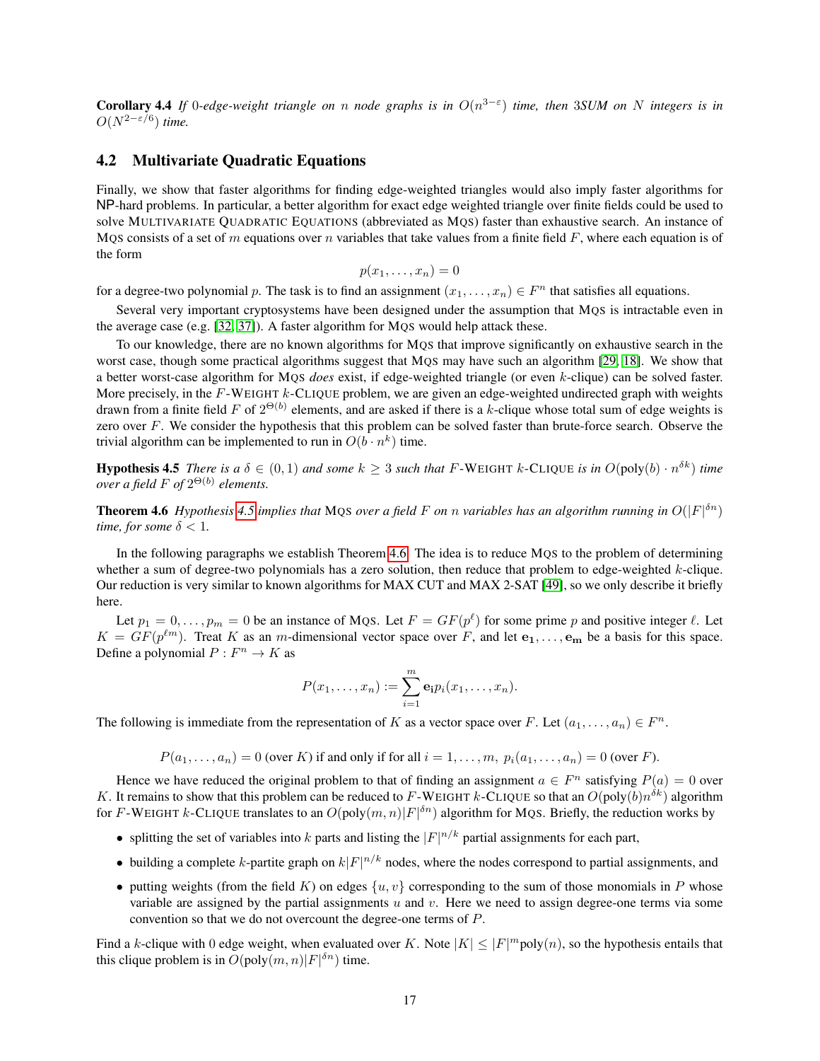**Corollary 4.4** *If 0-edge-weight triangle on $n$ node graphs is in $O(n^{3-\varepsilon})$ time, then 3SUM on $N$ integers is in $O(N^{2-\varepsilon/6})$ time.*

## 4.2 Multivariate Quadratic Equations

Finally, we show that faster algorithms for finding edge-weighted triangles would also imply faster algorithms for NP-hard problems. In particular, a better algorithm for exact edge weighted triangle over finite fields could be used to solve MULTIVARIATE QUADRATIC EQUATIONS (abbreviated as MQS) faster than exhaustive search. An instance of MQS consists of a set of $m$ equations over $n$ variables that take values from a finite field $F$, where each equation is of the form

$$p(x_1, \ldots, x_n) = 0$$

for a degree-two polynomial $p$. The task is to find an assignment $(x_1, \ldots, x_n) \in F^n$ that satisfies all equations.

Several very important cryptosystems have been designed under the assumption that MQS is intractable even in the average case (e.g. [32, 37]). A faster algorithm for MQS would help attack these.

To our knowledge, there are no known algorithms for MQS that improve significantly on exhaustive search in the worst case, though some practical algorithms suggest that MQS may have such an algorithm [29, 18]. We show that a better worst-case algorithm for MQS *does* exist, if edge-weighted triangle (or even $k$-clique) can be solved faster. More precisely, in the $F$-WEIGHT $k$-CLIQUE problem, we are given an edge-weighted undirected graph with weights drawn from a finite field $F$ of $2^{\Theta(b)}$ elements, and are asked if there is a $k$-clique whose total sum of edge weights is zero over $F$. We consider the hypothesis that this problem can be solved faster than brute-force search. Observe the trivial algorithm can be implemented to run in $O(b \cdot n^k)$ time.

**Hypothesis 4.5** *There is a $\delta \in (0, 1)$ and some $k \geq 3$ such that $F$-WEIGHT $k$-CLIQUE is in $O(\text{poly}(b) \cdot n^{\delta k})$ time over a field $F$ of $2^{\Theta(b)}$ elements.*

**Theorem 4.6** *Hypothesis 4.5 implies that MQS over a field $F$ on $n$ variables has an algorithm running in $O(|F|^{\delta n})$ time, for some $\delta < 1$.*

In the following paragraphs we establish Theorem 4.6. The idea is to reduce MQS to the problem of determining whether a sum of degree-two polynomials has a zero solution, then reduce that problem to edge-weighted $k$-clique. Our reduction is very similar to known algorithms for MAX CUT and MAX 2-SAT [49], so we only describe it briefly here.

Let $p_1 = 0, \ldots, p_m = 0$ be an instance of MQS. Let $F = GF(p^\ell)$ for some prime $p$ and positive integer $\ell$. Let $K = GF(p^{\ell m})$. Treat $K$ as an $m$-dimensional vector space over $F$, and let $\mathbf{e_1}, \ldots, \mathbf{e_m}$ be a basis for this space. Define a polynomial $P : F^n \to K$ as

$$P(x_1, \ldots, x_n) := \sum_{i=1}^{m} \mathbf{e_i} p_i(x_1, \ldots, x_n).$$

The following is immediate from the representation of $K$ as a vector space over $F$. Let $(a_1, \ldots, a_n) \in F^n$.

$$P(a_1, \ldots, a_n) = 0 \text{ (over } K\text{) if and only if for all } i = 1, \ldots, m,\ p_i(a_1, \ldots, a_n) = 0 \text{ (over } F\text{).}$$

Hence we have reduced the original problem to that of finding an assignment $a \in F^n$ satisfying $P(a) = 0$ over $K$. It remains to show that this problem can be reduced to $F$-WEIGHT $k$-CLIQUE so that an $O(\text{poly}(b)n^{\delta k})$ algorithm for $F$-WEIGHT $k$-CLIQUE translates to an $O(\text{poly}(m, n)|F|^{\delta n})$ algorithm for MQS. Briefly, the reduction works by

- splitting the set of variables into $k$ parts and listing the $|F|^{n/k}$ partial assignments for each part,
- building a complete $k$-partite graph on $k|F|^{n/k}$ nodes, where the nodes correspond to partial assignments, and
- putting weights (from the field $K$) on edges $\{u, v\}$ corresponding to the sum of those monomials in $P$ whose variable are assigned by the partial assignments $u$ and $v$. Here we need to assign degree-one terms via some convention so that we do not overcount the degree-one terms of $P$.

Find a $k$-clique with 0 edge weight, when evaluated over $K$. Note $|K| \leq |F|^m \text{poly}(n)$, so the hypothesis entails that this clique problem is in $O(\text{poly}(m, n)|F|^{\delta n})$ time.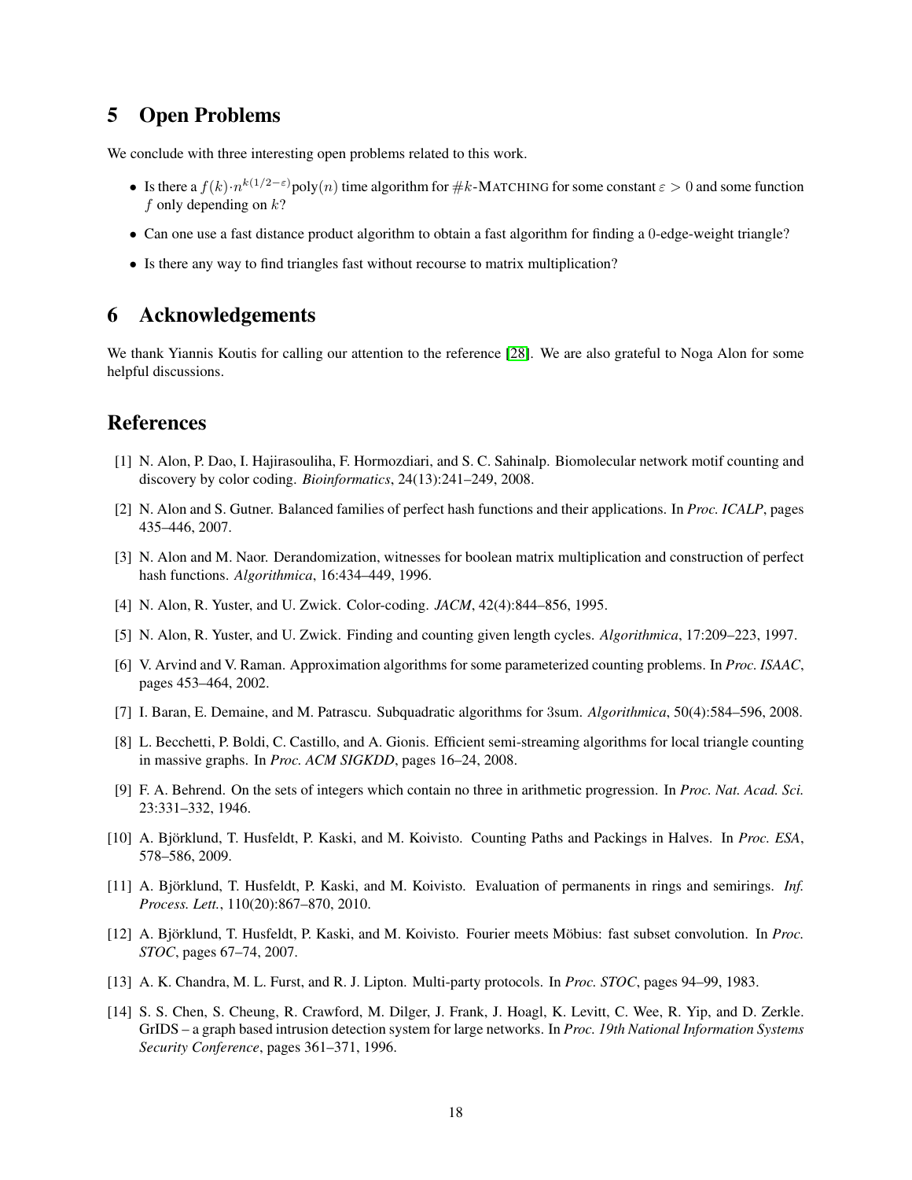## 5 Open Problems

We conclude with three interesting open problems related to this work.

- Is there a $f(k) \cdot n^{k(1/2-\varepsilon)}\text{poly}(n)$ time algorithm for $\#k$-MATCHING for some constant $\varepsilon > 0$ and some function $f$ only depending on $k$?
- Can one use a fast distance product algorithm to obtain a fast algorithm for finding a 0-edge-weight triangle?
- Is there any way to find triangles fast without recourse to matrix multiplication?

## 6 Acknowledgements

We thank Yiannis Koutis for calling our attention to the reference [28]. We are also grateful to Noga Alon for some helpful discussions.

## References

[1] N. Alon, P. Dao, I. Hajirasouliha, F. Hormozdiari, and S. C. Sahinalp. Biomolecular network motif counting and discovery by color coding. *Bioinformatics*, 24(13):241–249, 2008.

[2] N. Alon and S. Gutner. Balanced families of perfect hash functions and their applications. In *Proc. ICALP*, pages 435–446, 2007.

[3] N. Alon and M. Naor. Derandomization, witnesses for boolean matrix multiplication and construction of perfect hash functions. *Algorithmica*, 16:434–449, 1996.

[4] N. Alon, R. Yuster, and U. Zwick. Color-coding. *JACM*, 42(4):844–856, 1995.

[5] N. Alon, R. Yuster, and U. Zwick. Finding and counting given length cycles. *Algorithmica*, 17:209–223, 1997.

[6] V. Arvind and V. Raman. Approximation algorithms for some parameterized counting problems. In *Proc. ISAAC*, pages 453–464, 2002.

[7] I. Baran, E. Demaine, and M. Patrascu. Subquadratic algorithms for 3sum. *Algorithmica*, 50(4):584–596, 2008.

[8] L. Becchetti, P. Boldi, C. Castillo, and A. Gionis. Efficient semi-streaming algorithms for local triangle counting in massive graphs. In *Proc. ACM SIGKDD*, pages 16–24, 2008.

[9] F. A. Behrend. On the sets of integers which contain no three in arithmetic progression. In *Proc. Nat. Acad. Sci.* 23:331–332, 1946.

[10] A. Björklund, T. Husfeldt, P. Kaski, and M. Koivisto. Counting Paths and Packings in Halves. In *Proc. ESA*, 578–586, 2009.

[11] A. Björklund, T. Husfeldt, P. Kaski, and M. Koivisto. Evaluation of permanents in rings and semirings. *Inf. Process. Lett.*, 110(20):867–870, 2010.

[12] A. Björklund, T. Husfeldt, P. Kaski, and M. Koivisto. Fourier meets Möbius: fast subset convolution. In *Proc. STOC*, pages 67–74, 2007.

[13] A. K. Chandra, M. L. Furst, and R. J. Lipton. Multi-party protocols. In *Proc. STOC*, pages 94–99, 1983.

[14] S. S. Chen, S. Cheung, R. Crawford, M. Dilger, J. Frank, J. Hoagl, K. Levitt, C. Wee, R. Yip, and D. Zerkle. GrIDS – a graph based intrusion detection system for large networks. In *Proc. 19th National Information Systems Security Conference*, pages 361–371, 1996.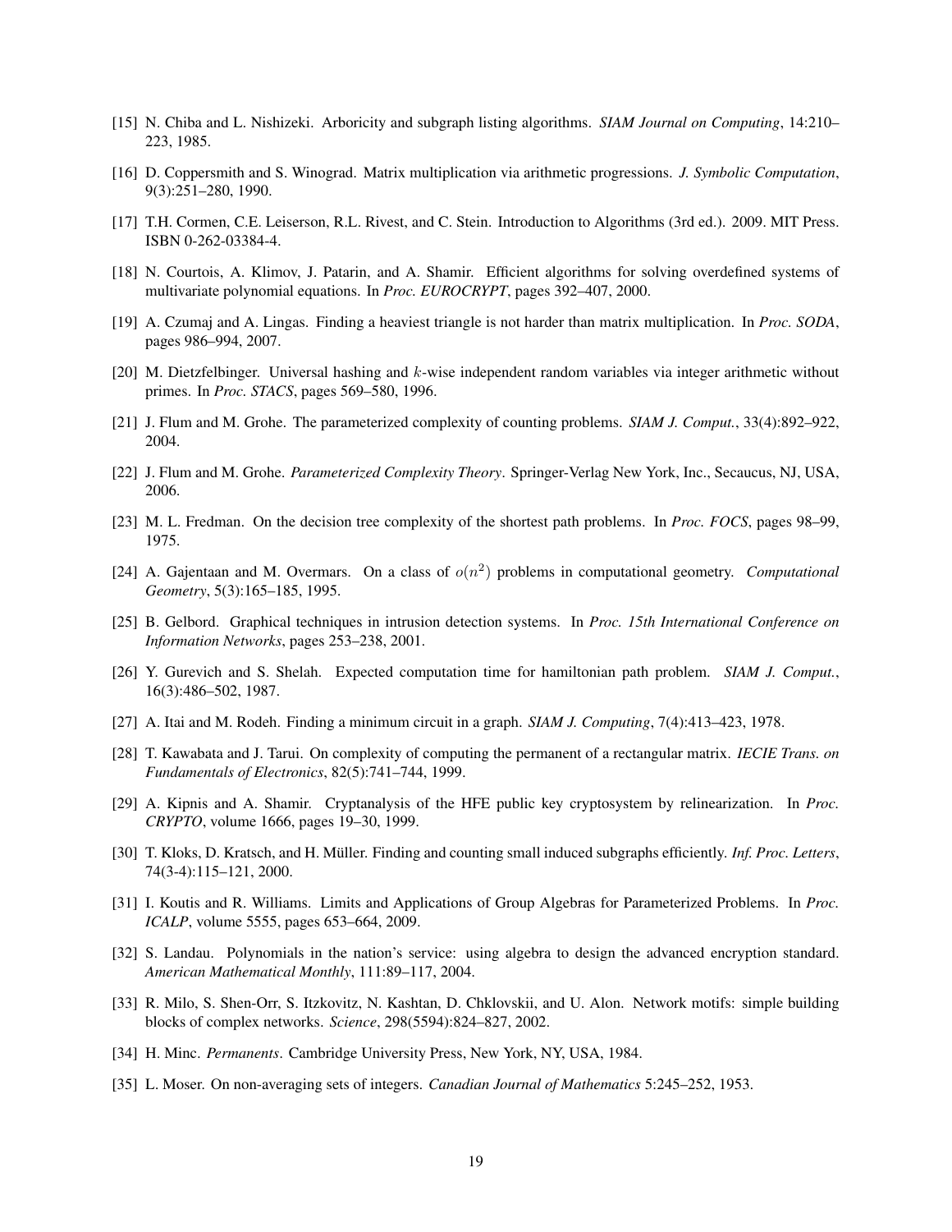[15] N. Chiba and L. Nishizeki. Arboricity and subgraph listing algorithms. *SIAM Journal on Computing*, 14:210–223, 1985.

[16] D. Coppersmith and S. Winograd. Matrix multiplication via arithmetic progressions. *J. Symbolic Computation*, 9(3):251–280, 1990.

[17] T.H. Cormen, C.E. Leiserson, R.L. Rivest, and C. Stein. Introduction to Algorithms (3rd ed.). 2009. MIT Press. ISBN 0-262-03384-4.

[18] N. Courtois, A. Klimov, J. Patarin, and A. Shamir. Efficient algorithms for solving overdefined systems of multivariate polynomial equations. In *Proc. EUROCRYPT*, pages 392–407, 2000.

[19] A. Czumaj and A. Lingas. Finding a heaviest triangle is not harder than matrix multiplication. In *Proc. SODA*, pages 986–994, 2007.

[20] M. Dietzfelbinger. Universal hashing and $k$-wise independent random variables via integer arithmetic without primes. In *Proc. STACS*, pages 569–580, 1996.

[21] J. Flum and M. Grohe. The parameterized complexity of counting problems. *SIAM J. Comput.*, 33(4):892–922, 2004.

[22] J. Flum and M. Grohe. *Parameterized Complexity Theory*. Springer-Verlag New York, Inc., Secaucus, NJ, USA, 2006.

[23] M. L. Fredman. On the decision tree complexity of the shortest path problems. In *Proc. FOCS*, pages 98–99, 1975.

[24] A. Gajentaan and M. Overmars. On a class of $o(n^2)$ problems in computational geometry. *Computational Geometry*, 5(3):165–185, 1995.

[25] B. Gelbord. Graphical techniques in intrusion detection systems. In *Proc. 15th International Conference on Information Networks*, pages 253–238, 2001.

[26] Y. Gurevich and S. Shelah. Expected computation time for hamiltonian path problem. *SIAM J. Comput.*, 16(3):486–502, 1987.

[27] A. Itai and M. Rodeh. Finding a minimum circuit in a graph. *SIAM J. Computing*, 7(4):413–423, 1978.

[28] T. Kawabata and J. Tarui. On complexity of computing the permanent of a rectangular matrix. *IECIE Trans. on Fundamentals of Electronics*, 82(5):741–744, 1999.

[29] A. Kipnis and A. Shamir. Cryptanalysis of the HFE public key cryptosystem by relinearization. In *Proc. CRYPTO*, volume 1666, pages 19–30, 1999.

[30] T. Kloks, D. Kratsch, and H. Müller. Finding and counting small induced subgraphs efficiently. *Inf. Proc. Letters*, 74(3-4):115–121, 2000.

[31] I. Koutis and R. Williams. Limits and Applications of Group Algebras for Parameterized Problems. In *Proc. ICALP*, volume 5555, pages 653–664, 2009.

[32] S. Landau. Polynomials in the nation's service: using algebra to design the advanced encryption standard. *American Mathematical Monthly*, 111:89–117, 2004.

[33] R. Milo, S. Shen-Orr, S. Itzkovitz, N. Kashtan, D. Chklovskii, and U. Alon. Network motifs: simple building blocks of complex networks. *Science*, 298(5594):824–827, 2002.

[34] H. Minc. *Permanents*. Cambridge University Press, New York, NY, USA, 1984.

[35] L. Moser. On non-averaging sets of integers. *Canadian Journal of Mathematics* 5:245–252, 1953.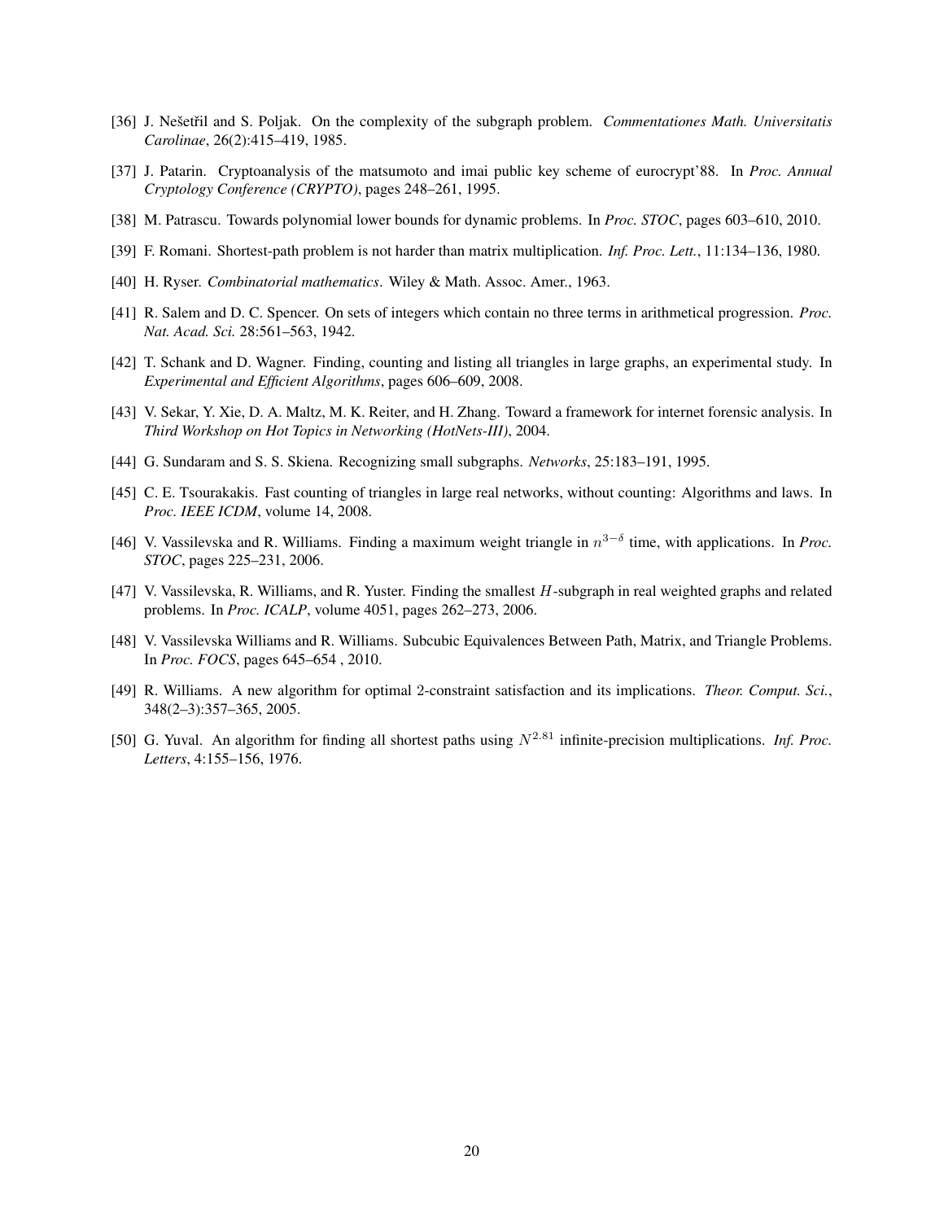[36] J. Nešetřil and S. Poljak. On the complexity of the subgraph problem. *Commentationes Math. Universitatis Carolinae*, 26(2):415–419, 1985.

[37] J. Patarin. Cryptoanalysis of the matsumoto and imai public key scheme of eurocrypt'88. In *Proc. Annual Cryptology Conference (CRYPTO)*, pages 248–261, 1995.

[38] M. Patrascu. Towards polynomial lower bounds for dynamic problems. In *Proc. STOC*, pages 603–610, 2010.

[39] F. Romani. Shortest-path problem is not harder than matrix multiplication. *Inf. Proc. Lett.*, 11:134–136, 1980.

[40] H. Ryser. *Combinatorial mathematics*. Wiley & Math. Assoc. Amer., 1963.

[41] R. Salem and D. C. Spencer. On sets of integers which contain no three terms in arithmetical progression. *Proc. Nat. Acad. Sci.* 28:561–563, 1942.

[42] T. Schank and D. Wagner. Finding, counting and listing all triangles in large graphs, an experimental study. In *Experimental and Efficient Algorithms*, pages 606–609, 2008.

[43] V. Sekar, Y. Xie, D. A. Maltz, M. K. Reiter, and H. Zhang. Toward a framework for internet forensic analysis. In *Third Workshop on Hot Topics in Networking (HotNets-III)*, 2004.

[44] G. Sundaram and S. S. Skiena. Recognizing small subgraphs. *Networks*, 25:183–191, 1995.

[45] C. E. Tsourakakis. Fast counting of triangles in large real networks, without counting: Algorithms and laws. In *Proc. IEEE ICDM*, volume 14, 2008.

[46] V. Vassilevska and R. Williams. Finding a maximum weight triangle in $n^{3-\delta}$ time, with applications. In *Proc. STOC*, pages 225–231, 2006.

[47] V. Vassilevska, R. Williams, and R. Yuster. Finding the smallest $H$-subgraph in real weighted graphs and related problems. In *Proc. ICALP*, volume 4051, pages 262–273, 2006.

[48] V. Vassilevska Williams and R. Williams. Subcubic Equivalences Between Path, Matrix, and Triangle Problems. In *Proc. FOCS*, pages 645–654 , 2010.

[49] R. Williams. A new algorithm for optimal 2-constraint satisfaction and its implications. *Theor. Comput. Sci.*, 348(2–3):357–365, 2005.

[50] G. Yuval. An algorithm for finding all shortest paths using $N^{2.81}$ infinite-precision multiplications. *Inf. Proc. Letters*, 4:155–156, 1976.